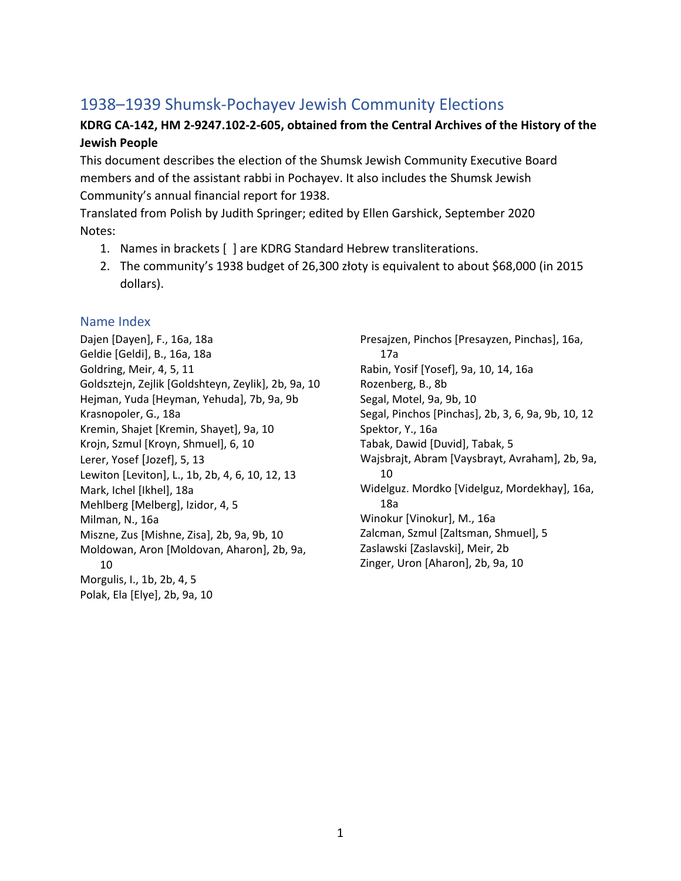# 1938–1939 Shumsk-Pochayev Jewish Community Elections

**KDRG CA-142, HM 2-9247.102-2-605, obtained from the Central Archives of the History of the Jewish People**

This document describes the election of the Shumsk Jewish Community Executive Board members and of the assistant rabbi in Pochayev. It also includes the Shumsk Jewish Community's annual financial report for 1938.

Translated from Polish by Judith Springer; edited by Ellen Garshick, September 2020

Notes:

1. Names in brackets [ ] are KDRG Standard Hebrew transliterations.
2. The community's 1938 budget of 26,300 złoty is equivalent to about $68,000 (in 2015 dollars).

## Name Index

Dajen [Dayen], F., 16a, 18a
Geldie [Geldi], B., 16a, 18a
Goldring, Meir, 4, 5, 11
Goldsztejn, Zejlik [Goldshteyn, Zeylik], 2b, 9a, 10
Hejman, Yuda [Heyman, Yehuda], 7b, 9a, 9b
Krasnopoler, G., 18a
Kremin, Shajet [Kremin, Shayet], 9a, 10
Krojn, Szmul [Kroyn, Shmuel], 6, 10
Lerer, Yosef [Jozef], 5, 13
Lewiton [Leviton], L., 1b, 2b, 4, 6, 10, 12, 13
Mark, Ichel [Ikhel], 18a
Mehlberg [Melberg], Izidor, 4, 5
Milman, N., 16a
Miszne, Zus [Mishne, Zisa], 2b, 9a, 9b, 10
Moldowan, Aron [Moldovan, Aharon], 2b, 9a, 10
Morgulis, I., 1b, 2b, 4, 5
Polak, Ela [Elye], 2b, 9a, 10
Presajzen, Pinchos [Presayzen, Pinchas], 16a, 17a
Rabin, Yosif [Yosef], 9a, 10, 14, 16a
Rozenberg, B., 8b
Segal, Motel, 9a, 9b, 10
Segal, Pinchos [Pinchas], 2b, 3, 6, 9a, 9b, 10, 12
Spektor, Y., 16a
Tabak, Dawid [Duvid], Tabak, 5
Wajsbrajt, Abram [Vaysbrayt, Avraham], 2b, 9a, 10
Widelguz. Mordko [Videlguz, Mordekhay], 16a, 18a
Winokur [Vinokur], M., 16a
Zalcman, Szmul [Zaltsman, Shmuel], 5
Zaslawski [Zaslavski], Meir, 2b
Zinger, Uron [Aharon], 2b, 9a, 10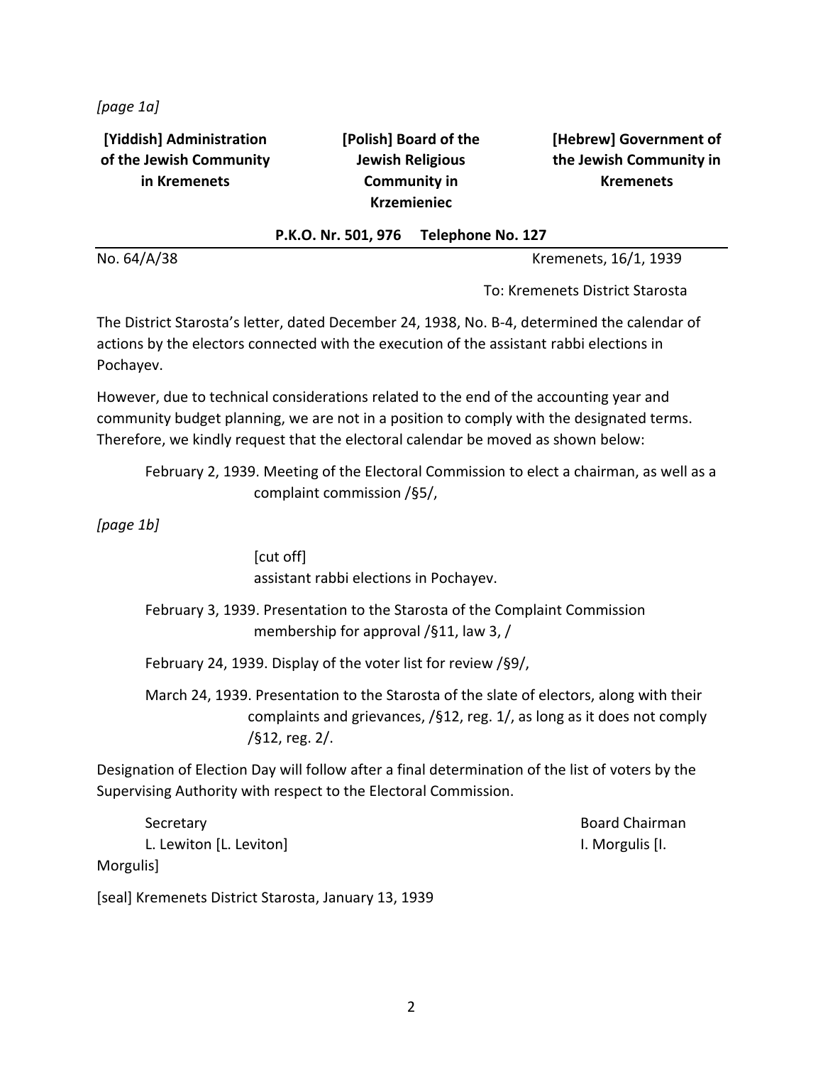*[page 1a]*

| **[Yiddish] Administration of the Jewish Community in Kremenets** | **[Polish] Board of the Jewish Religious Community in Krzemieniec** | **[Hebrew] Government of the Jewish Community in Kremenets** |
|---|---|---|

**P.K.O. Nr. 501, 976 Telephone No. 127**

No. 64/A/38

Kremenets, 16/1, 1939

To: Kremenets District Starosta

The District Starosta's letter, dated December 24, 1938, No. B-4, determined the calendar of actions by the electors connected with the execution of the assistant rabbi elections in Pochayev.

However, due to technical considerations related to the end of the accounting year and community budget planning, we are not in a position to comply with the designated terms. Therefore, we kindly request that the electoral calendar be moved as shown below:

February 2, 1939. Meeting of the Electoral Commission to elect a chairman, as well as a complaint commission /§5/,

*[page 1b]*

[cut off]
assistant rabbi elections in Pochayev.

February 3, 1939. Presentation to the Starosta of the Complaint Commission membership for approval /§11, law 3, /

February 24, 1939. Display of the voter list for review /§9/,

March 24, 1939. Presentation to the Starosta of the slate of electors, along with their complaints and grievances, /§12, reg. 1/, as long as it does not comply /§12, reg. 2/.

Designation of Election Day will follow after a final determination of the list of voters by the Supervising Authority with respect to the Electoral Commission.

Secretary
L. Lewiton [L. Leviton]

Board Chairman
I. Morgulis [I. Morgulis]

[seal] Kremenets District Starosta, January 13, 1939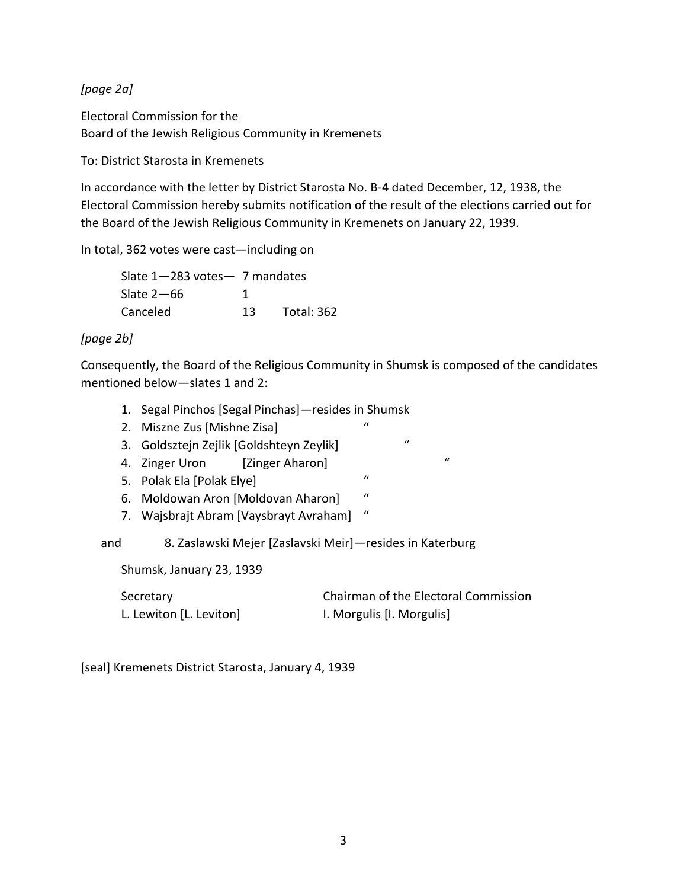*[page 2a]*

Electoral Commission for the
Board of the Jewish Religious Community in Kremenets

To: District Starosta in Kremenets

In accordance with the letter by District Starosta No. B-4 dated December, 12, 1938, the Electoral Commission hereby submits notification of the result of the elections carried out for the Board of the Jewish Religious Community in Kremenets on January 22, 1939.

In total, 362 votes were cast—including on

| | | |
|---|---|---|
| Slate 1—283 votes— | 7 mandates | |
| Slate 2—66 | 1 | |
| Canceled | 13 | Total: 362 |

*[page 2b]*

Consequently, the Board of the Religious Community in Shumsk is composed of the candidates mentioned below—slates 1 and 2:

1. Segal Pinchos [Segal Pinchas]—resides in Shumsk
2. Miszne Zus [Mishne Zisa] "
3. Goldsztejn Zejlik [Goldshteyn Zeylik] "
4. Zinger Uron [Zinger Aharon] "
5. Polak Ela [Polak Elye] "
6. Moldowan Aron [Moldovan Aharon] "
7. Wajsbrajt Abram [Vaysbrayt Avraham] "

and 8. Zaslawski Mejer [Zaslavski Meir]—resides in Katerburg

Shumsk, January 23, 1939

| Secretary | Chairman of the Electoral Commission |
|---|---|
| L. Lewiton [L. Leviton] | I. Morgulis [I. Morgulis] |

[seal] Kremenets District Starosta, January 4, 1939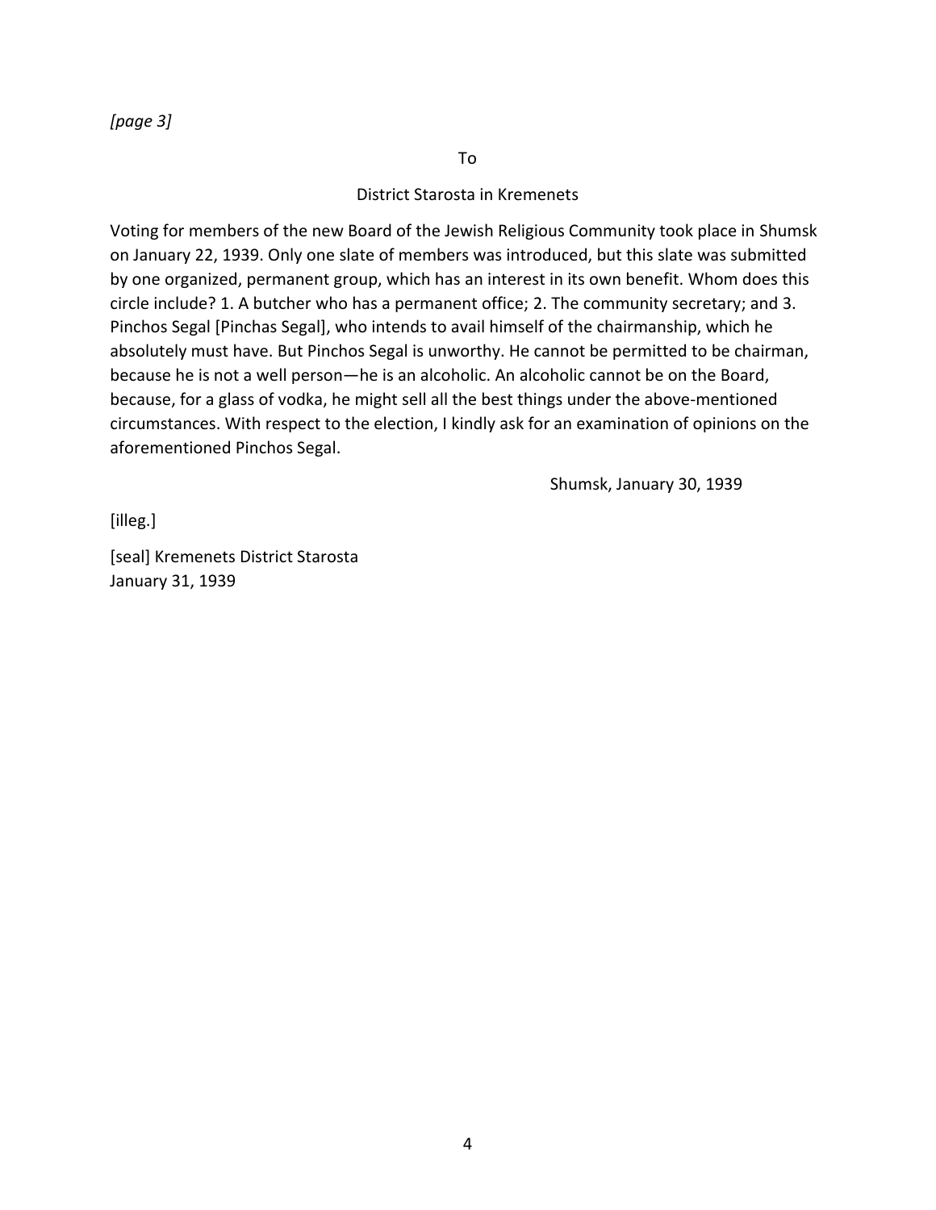*[page 3]*

To

District Starosta in Kremenets

Voting for members of the new Board of the Jewish Religious Community took place in Shumsk on January 22, 1939. Only one slate of members was introduced, but this slate was submitted by one organized, permanent group, which has an interest in its own benefit. Whom does this circle include? 1. A butcher who has a permanent office; 2. The community secretary; and 3. Pinchos Segal [Pinchas Segal], who intends to avail himself of the chairmanship, which he absolutely must have. But Pinchos Segal is unworthy. He cannot be permitted to be chairman, because he is not a well person—he is an alcoholic. An alcoholic cannot be on the Board, because, for a glass of vodka, he might sell all the best things under the above-mentioned circumstances. With respect to the election, I kindly ask for an examination of opinions on the aforementioned Pinchos Segal.

Shumsk, January 30, 1939

[illeg.]

[seal] Kremenets District Starosta
January 31, 1939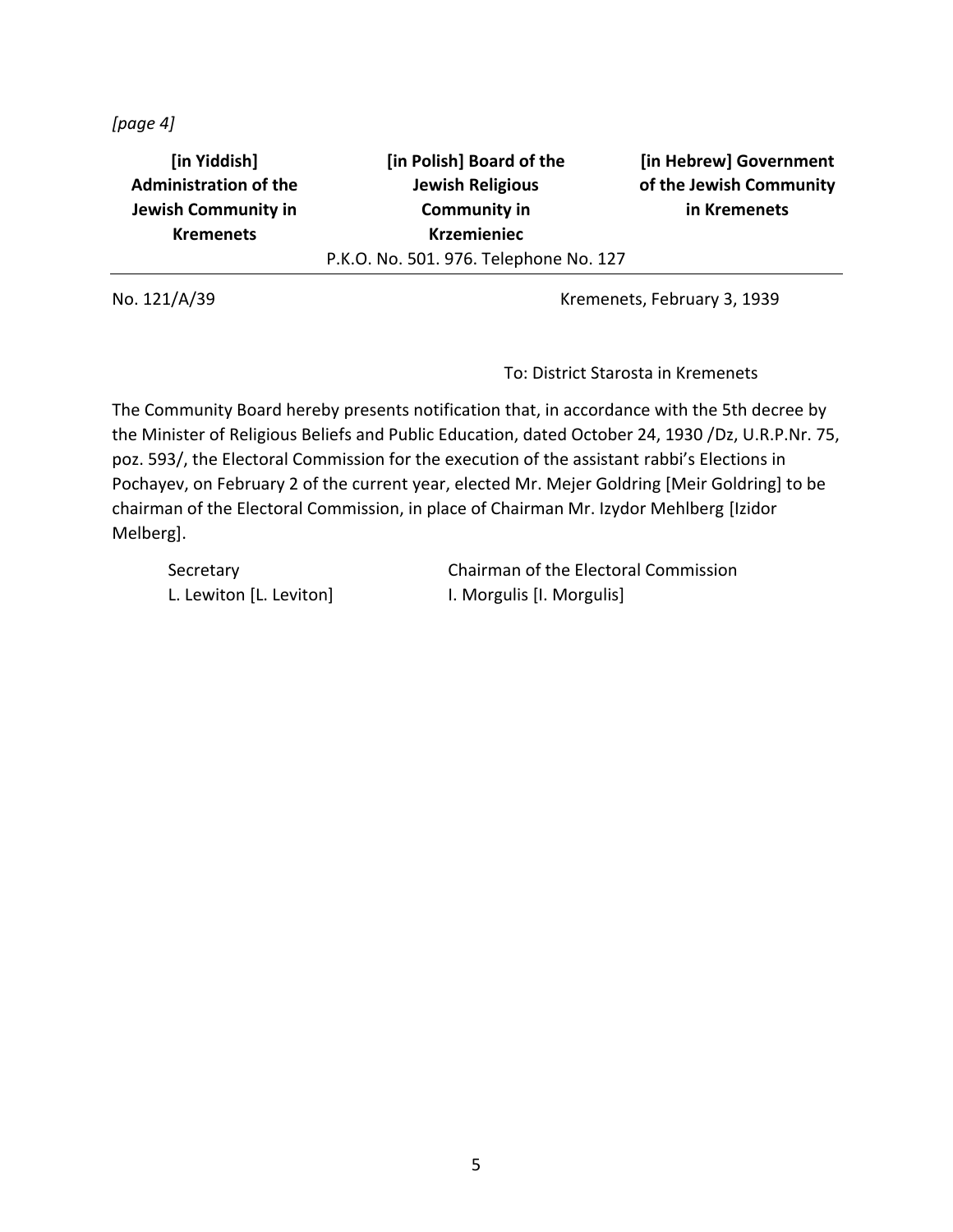*[page 4]*

| **[in Yiddish] Administration of the Jewish Community in Kremenets** | **[in Polish] Board of the Jewish Religious Community in Krzemieniec** | **[in Hebrew] Government of the Jewish Community in Kremenets** |
|---|---|---|

P.K.O. No. 501. 976. Telephone No. 127

No. 121/A/39

Kremenets, February 3, 1939

To: District Starosta in Kremenets

The Community Board hereby presents notification that, in accordance with the 5th decree by the Minister of Religious Beliefs and Public Education, dated October 24, 1930 /Dz, U.R.P.Nr. 75, poz. 593/, the Electoral Commission for the execution of the assistant rabbi's Elections in Pochayev, on February 2 of the current year, elected Mr. Mejer Goldring [Meir Goldring] to be chairman of the Electoral Commission, in place of Chairman Mr. Izydor Mehlberg [Izidor Melberg].

Secretary
L. Lewiton [L. Leviton]

Chairman of the Electoral Commission
I. Morgulis [I. Morgulis]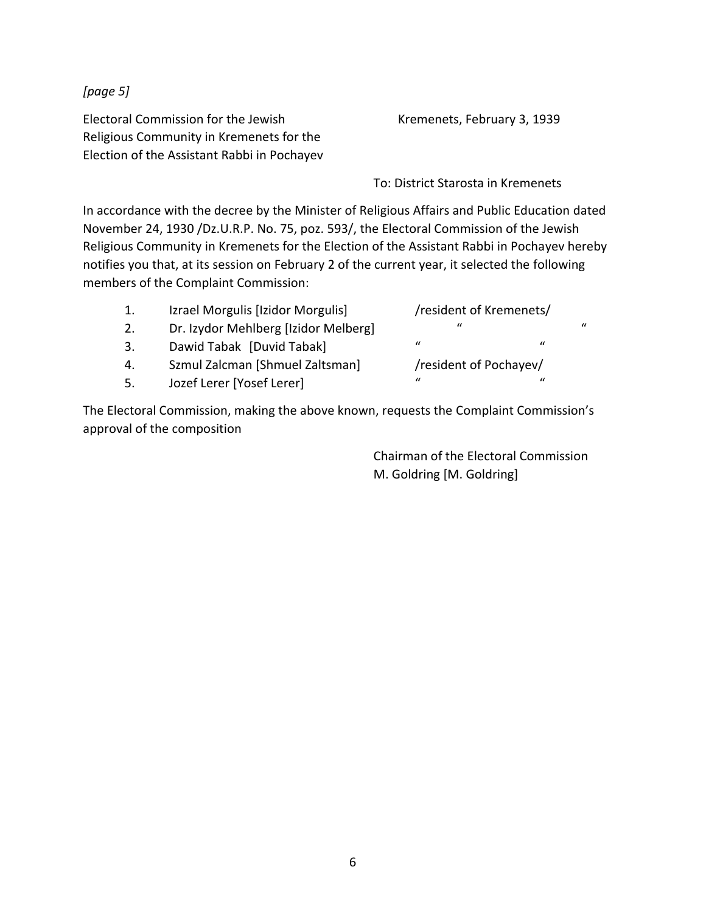*[page 5]*

Electoral Commission for the Jewish Religious Community in Kremenets for the Election of the Assistant Rabbi in Pochayev

Kremenets, February 3, 1939

To: District Starosta in Kremenets

In accordance with the decree by the Minister of Religious Affairs and Public Education dated November 24, 1930 /Dz.U.R.P. No. 75, poz. 593/, the Electoral Commission of the Jewish Religious Community in Kremenets for the Election of the Assistant Rabbi in Pochayev hereby notifies you that, at its session on February 2 of the current year, it selected the following members of the Complaint Commission:

| | | |
|---|---|---|
| 1. | Izrael Morgulis [Izidor Morgulis] | /resident of Kremenets/ |
| 2. | Dr. Izydor Mehlberg [Izidor Melberg] | " " |
| 3. | Dawid Tabak [Duvid Tabak] | " " |
| 4. | Szmul Zalcman [Shmuel Zaltsman] | /resident of Pochayev/ |
| 5. | Jozef Lerer [Yosef Lerer] | " " |

The Electoral Commission, making the above known, requests the Complaint Commission's approval of the composition

Chairman of the Electoral Commission
M. Goldring [M. Goldring]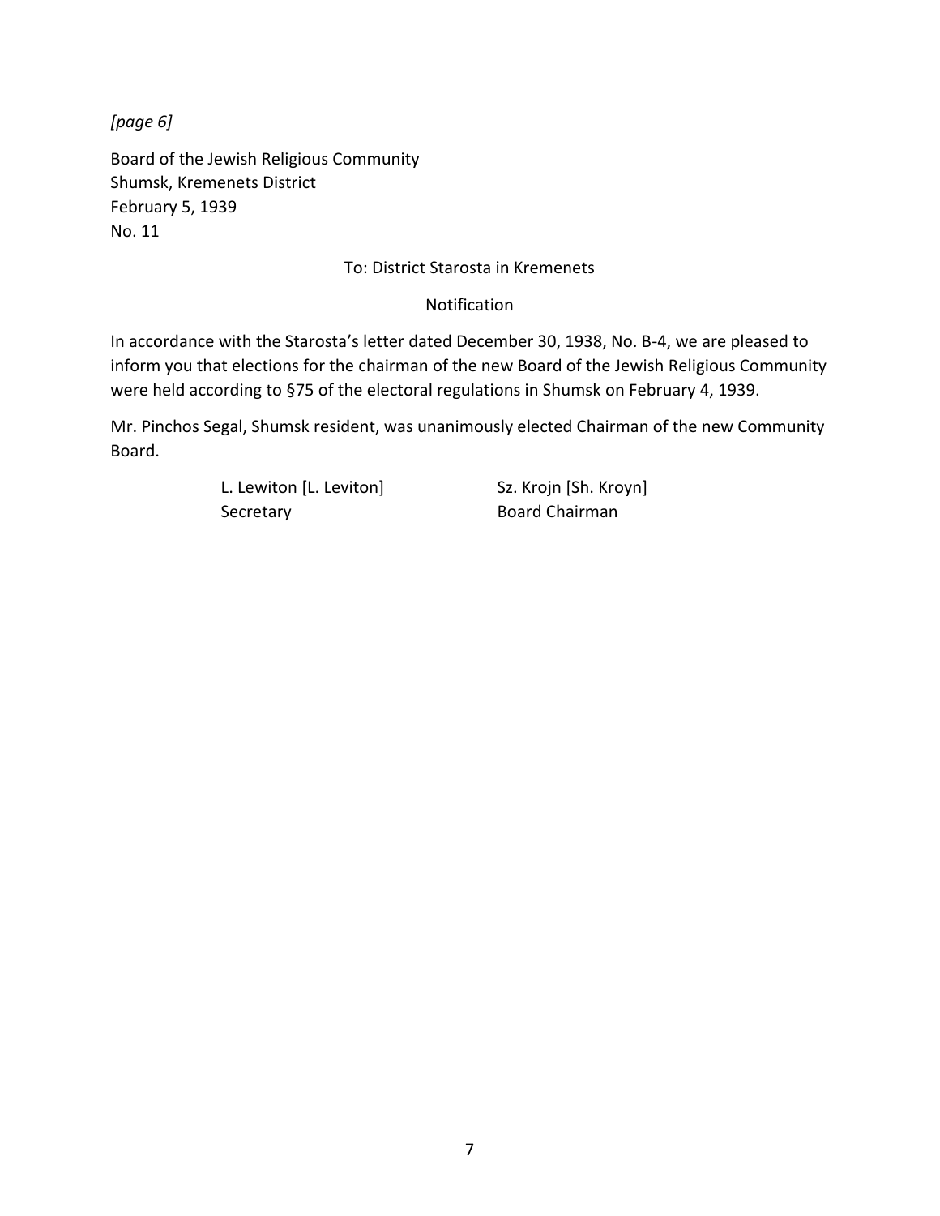*[page 6]*

Board of the Jewish Religious Community
Shumsk, Kremenets District
February 5, 1939
No. 11

To: District Starosta in Kremenets

Notification

In accordance with the Starosta's letter dated December 30, 1938, No. B-4, we are pleased to inform you that elections for the chairman of the new Board of the Jewish Religious Community were held according to §75 of the electoral regulations in Shumsk on February 4, 1939.

Mr. Pinchos Segal, Shumsk resident, was unanimously elected Chairman of the new Community Board.

L. Lewiton [L. Leviton]
Secretary

Sz. Krojn [Sh. Kroyn]
Board Chairman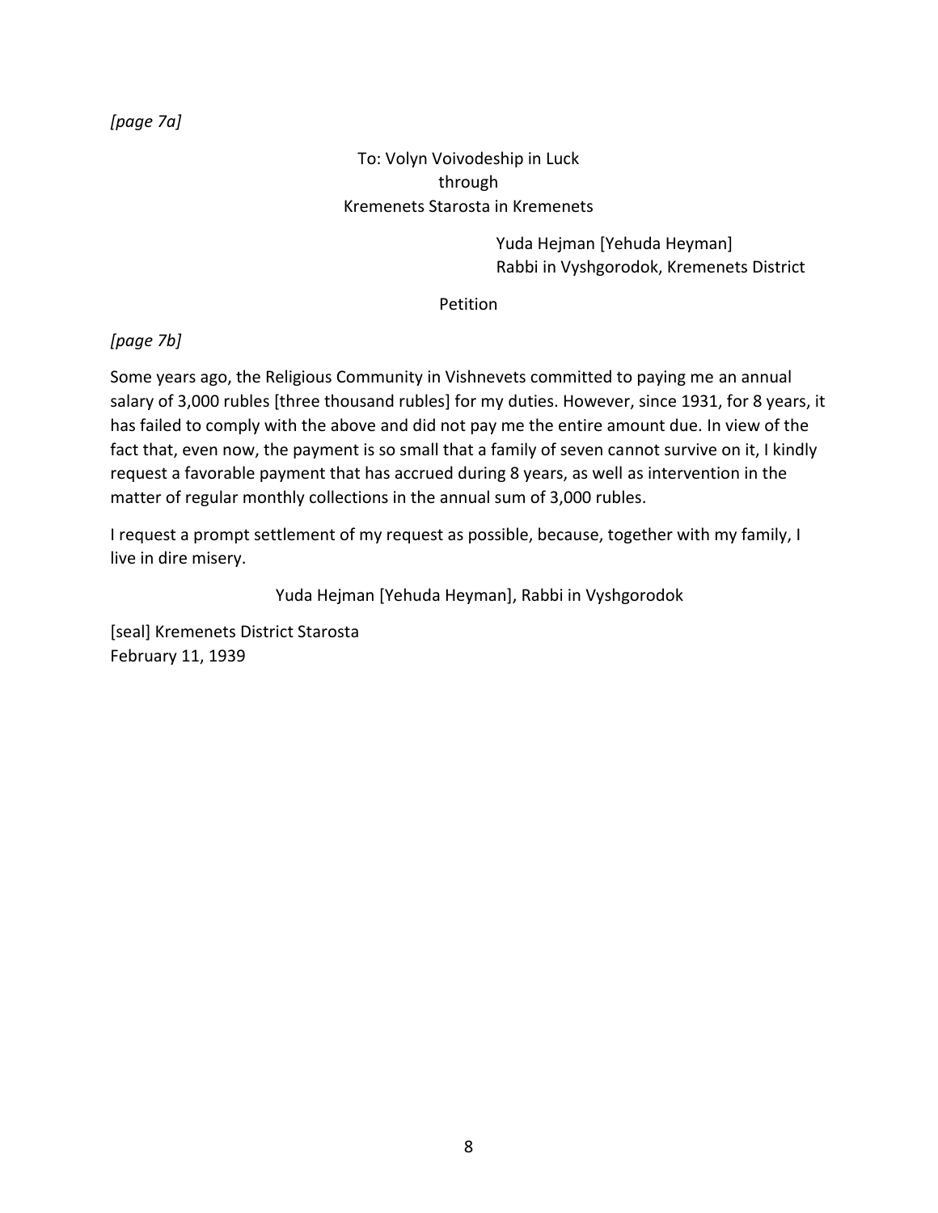*[page 7a]*

To: Volyn Voivodeship in Luck
through
Kremenets Starosta in Kremenets

Yuda Hejman [Yehuda Heyman]
Rabbi in Vyshgorodok, Kremenets District

Petition

*[page 7b]*

Some years ago, the Religious Community in Vishnevets committed to paying me an annual salary of 3,000 rubles [three thousand rubles] for my duties. However, since 1931, for 8 years, it has failed to comply with the above and did not pay me the entire amount due. In view of the fact that, even now, the payment is so small that a family of seven cannot survive on it, I kindly request a favorable payment that has accrued during 8 years, as well as intervention in the matter of regular monthly collections in the annual sum of 3,000 rubles.

I request a prompt settlement of my request as possible, because, together with my family, I live in dire misery.

Yuda Hejman [Yehuda Heyman], Rabbi in Vyshgorodok

[seal] Kremenets District Starosta
February 11, 1939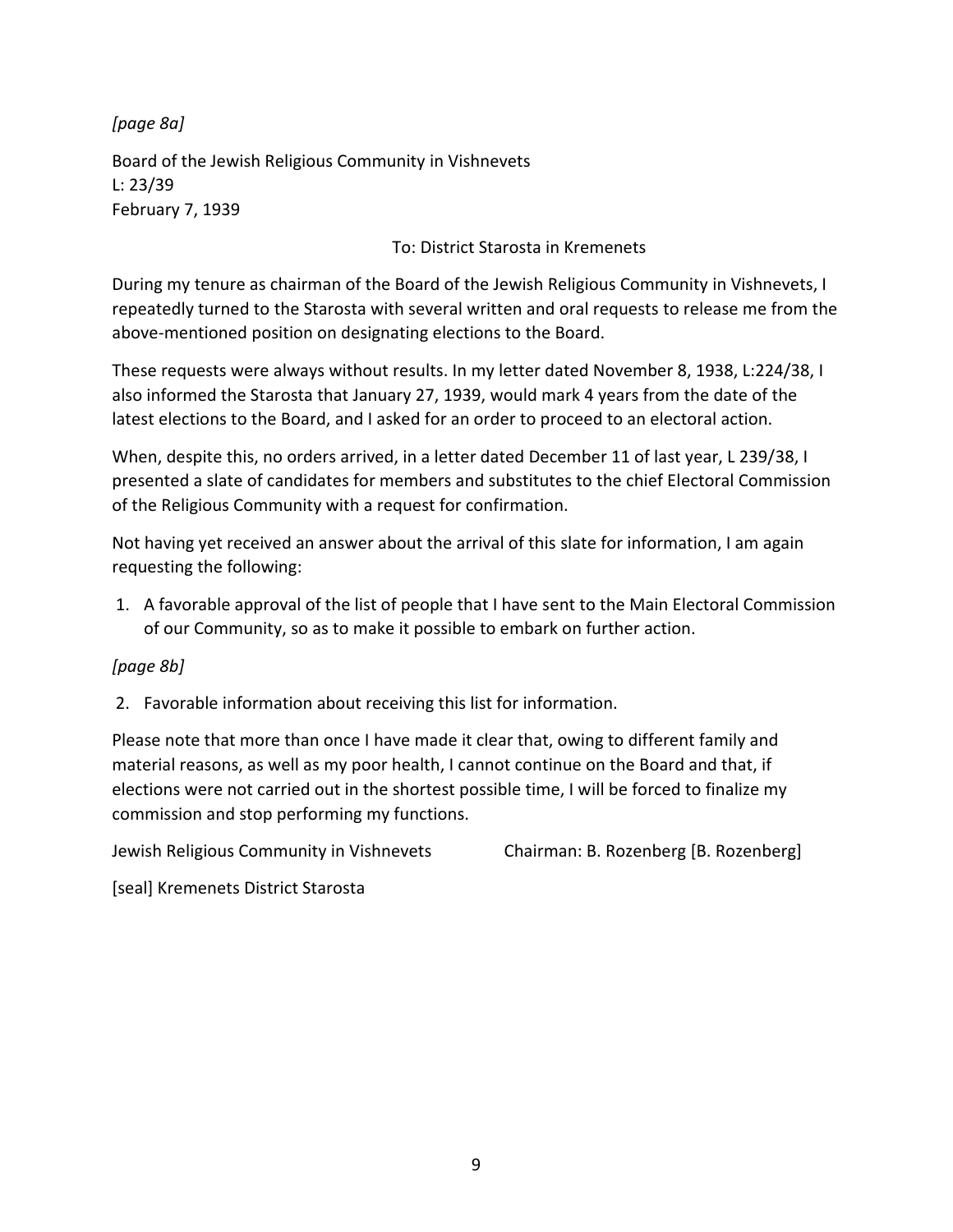*[page 8a]*

Board of the Jewish Religious Community in Vishnevets
L: 23/39
February 7, 1939

To: District Starosta in Kremenets

During my tenure as chairman of the Board of the Jewish Religious Community in Vishnevets, I repeatedly turned to the Starosta with several written and oral requests to release me from the above-mentioned position on designating elections to the Board.

These requests were always without results. In my letter dated November 8, 1938, L:224/38, I also informed the Starosta that January 27, 1939, would mark 4 years from the date of the latest elections to the Board, and I asked for an order to proceed to an electoral action.

When, despite this, no orders arrived, in a letter dated December 11 of last year, L 239/38, I presented a slate of candidates for members and substitutes to the chief Electoral Commission of the Religious Community with a request for confirmation.

Not having yet received an answer about the arrival of this slate for information, I am again requesting the following:

1. A favorable approval of the list of people that I have sent to the Main Electoral Commission of our Community, so as to make it possible to embark on further action.

*[page 8b]*

2. Favorable information about receiving this list for information.

Please note that more than once I have made it clear that, owing to different family and material reasons, as well as my poor health, I cannot continue on the Board and that, if elections were not carried out in the shortest possible time, I will be forced to finalize my commission and stop performing my functions.

Jewish Religious Community in Vishnevets    Chairman: B. Rozenberg [B. Rozenberg]

[seal] Kremenets District Starosta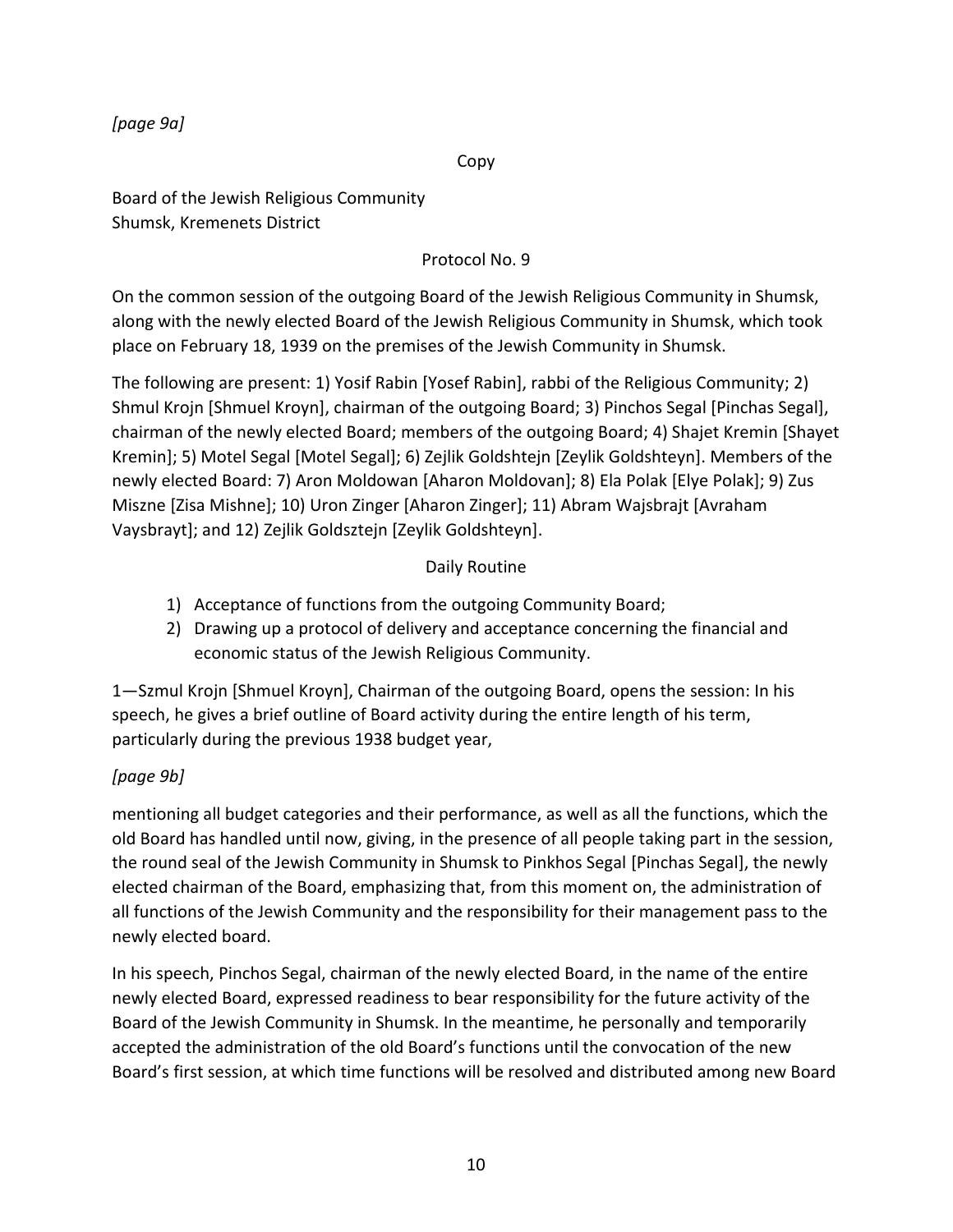*[page 9a]*

Copy

Board of the Jewish Religious Community
Shumsk, Kremenets District

Protocol No. 9

On the common session of the outgoing Board of the Jewish Religious Community in Shumsk, along with the newly elected Board of the Jewish Religious Community in Shumsk, which took place on February 18, 1939 on the premises of the Jewish Community in Shumsk.

The following are present: 1) Yosif Rabin [Yosef Rabin], rabbi of the Religious Community; 2) Shmul Krojn [Shmuel Kroyn], chairman of the outgoing Board; 3) Pinchos Segal [Pinchas Segal], chairman of the newly elected Board; members of the outgoing Board; 4) Shajet Kremin [Shayet Kremin]; 5) Motel Segal [Motel Segal]; 6) Zejlik Goldshtejn [Zeylik Goldshteyn]. Members of the newly elected Board: 7) Aron Moldowan [Aharon Moldovan]; 8) Ela Polak [Elye Polak]; 9) Zus Miszne [Zisa Mishne]; 10) Uron Zinger [Aharon Zinger]; 11) Abram Wajsbrajt [Avraham Vaysbrayt]; and 12) Zejlik Goldsztejn [Zeylik Goldshteyn].

Daily Routine

1) Acceptance of functions from the outgoing Community Board;
2) Drawing up a protocol of delivery and acceptance concerning the financial and economic status of the Jewish Religious Community.

1—Szmul Krojn [Shmuel Kroyn], Chairman of the outgoing Board, opens the session: In his speech, he gives a brief outline of Board activity during the entire length of his term, particularly during the previous 1938 budget year,

*[page 9b]*

mentioning all budget categories and their performance, as well as all the functions, which the old Board has handled until now, giving, in the presence of all people taking part in the session, the round seal of the Jewish Community in Shumsk to Pinkhos Segal [Pinchas Segal], the newly elected chairman of the Board, emphasizing that, from this moment on, the administration of all functions of the Jewish Community and the responsibility for their management pass to the newly elected board.

In his speech, Pinchos Segal, chairman of the newly elected Board, in the name of the entire newly elected Board, expressed readiness to bear responsibility for the future activity of the Board of the Jewish Community in Shumsk. In the meantime, he personally and temporarily accepted the administration of the old Board's functions until the convocation of the new Board's first session, at which time functions will be resolved and distributed among new Board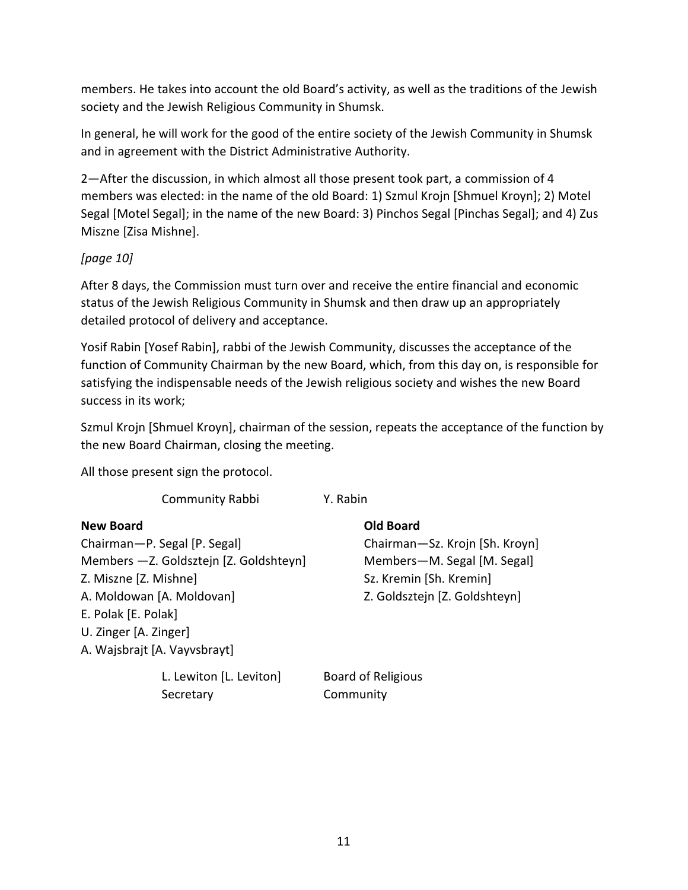members. He takes into account the old Board's activity, as well as the traditions of the Jewish society and the Jewish Religious Community in Shumsk.

In general, he will work for the good of the entire society of the Jewish Community in Shumsk and in agreement with the District Administrative Authority.

2—After the discussion, in which almost all those present took part, a commission of 4 members was elected: in the name of the old Board: 1) Szmul Krojn [Shmuel Kroyn]; 2) Motel Segal [Motel Segal]; in the name of the new Board: 3) Pinchos Segal [Pinchas Segal]; and 4) Zus Miszne [Zisa Mishne].

*[page 10]*

After 8 days, the Commission must turn over and receive the entire financial and economic status of the Jewish Religious Community in Shumsk and then draw up an appropriately detailed protocol of delivery and acceptance.

Yosif Rabin [Yosef Rabin], rabbi of the Jewish Community, discusses the acceptance of the function of Community Chairman by the new Board, which, from this day on, is responsible for satisfying the indispensable needs of the Jewish religious society and wishes the new Board success in its work;

Szmul Krojn [Shmuel Kroyn], chairman of the session, repeats the acceptance of the function by the new Board Chairman, closing the meeting.

All those present sign the protocol.

Community Rabbi Y. Rabin

**New Board**

Chairman—P. Segal [P. Segal]
Members —Z. Goldsztejn [Z. Goldshteyn]
Z. Miszne [Z. Mishne]
A. Moldowan [A. Moldovan]
E. Polak [E. Polak]
U. Zinger [A. Zinger]
A. Wajsbrajt [A. Vayvsbrayt]

**Old Board**

Chairman—Sz. Krojn [Sh. Kroyn]
Members—M. Segal [M. Segal]
Sz. Kremin [Sh. Kremin]
Z. Goldsztejn [Z. Goldshteyn]

L. Lewiton [L. Leviton]
Secretary

Board of Religious
Community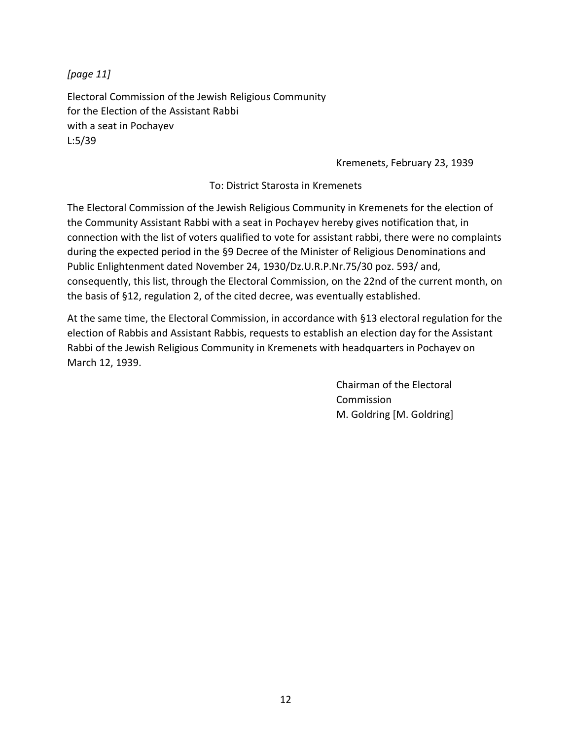*[page 11]*

Electoral Commission of the Jewish Religious Community
for the Election of the Assistant Rabbi
with a seat in Pochayev
L:5/39

Kremenets, February 23, 1939

To: District Starosta in Kremenets

The Electoral Commission of the Jewish Religious Community in Kremenets for the election of the Community Assistant Rabbi with a seat in Pochayev hereby gives notification that, in connection with the list of voters qualified to vote for assistant rabbi, there were no complaints during the expected period in the §9 Decree of the Minister of Religious Denominations and Public Enlightenment dated November 24, 1930/Dz.U.R.P.Nr.75/30 poz. 593/ and, consequently, this list, through the Electoral Commission, on the 22nd of the current month, on the basis of §12, regulation 2, of the cited decree, was eventually established.

At the same time, the Electoral Commission, in accordance with §13 electoral regulation for the election of Rabbis and Assistant Rabbis, requests to establish an election day for the Assistant Rabbi of the Jewish Religious Community in Kremenets with headquarters in Pochayev on March 12, 1939.

Chairman of the Electoral
Commission
M. Goldring [M. Goldring]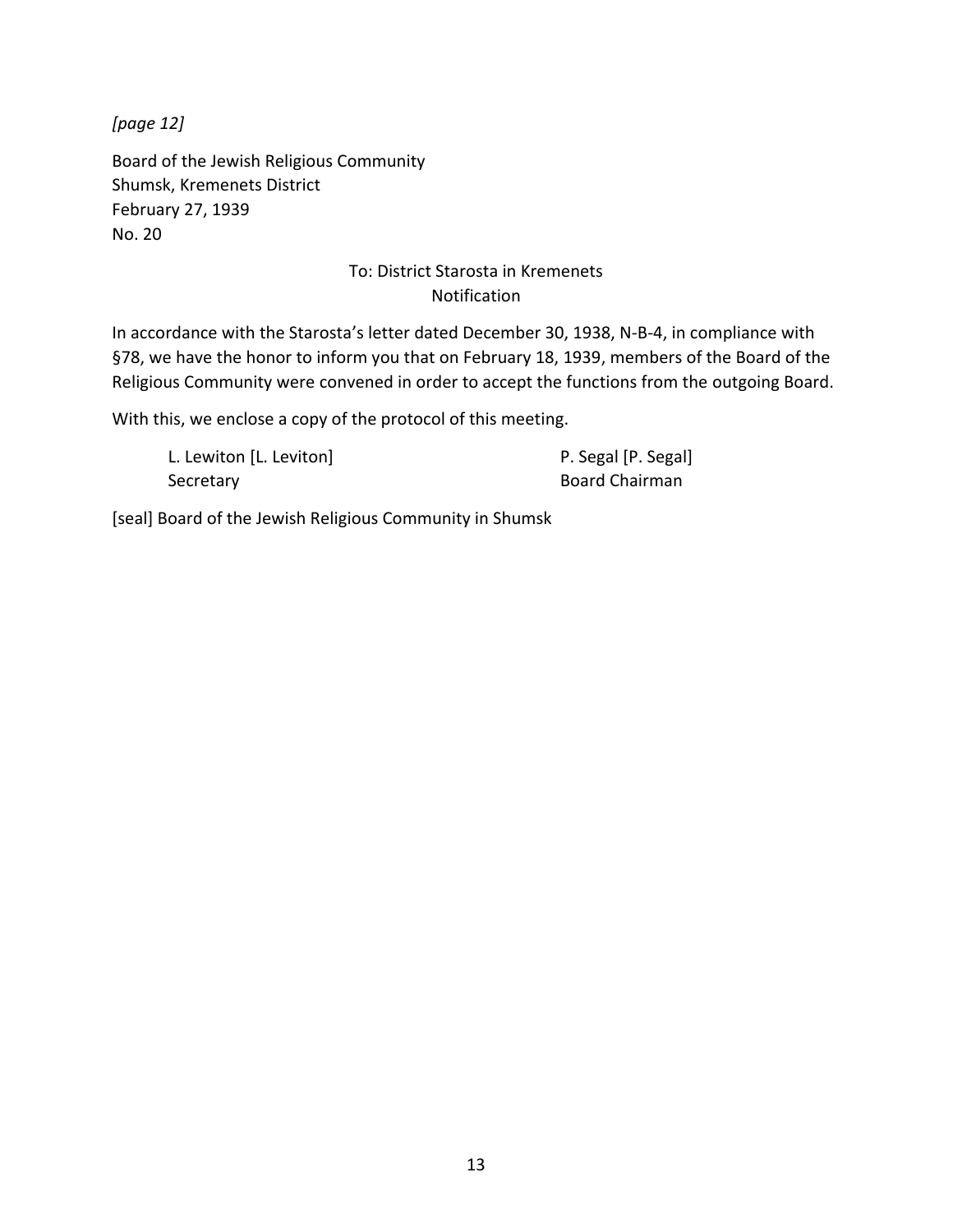*[page 12]*

Board of the Jewish Religious Community
Shumsk, Kremenets District
February 27, 1939
No. 20

To: District Starosta in Kremenets
Notification

In accordance with the Starosta's letter dated December 30, 1938, N-B-4, in compliance with §78, we have the honor to inform you that on February 18, 1939, members of the Board of the Religious Community were convened in order to accept the functions from the outgoing Board.

With this, we enclose a copy of the protocol of this meeting.

L. Lewiton [L. Leviton]
Secretary

P. Segal [P. Segal]
Board Chairman

[seal] Board of the Jewish Religious Community in Shumsk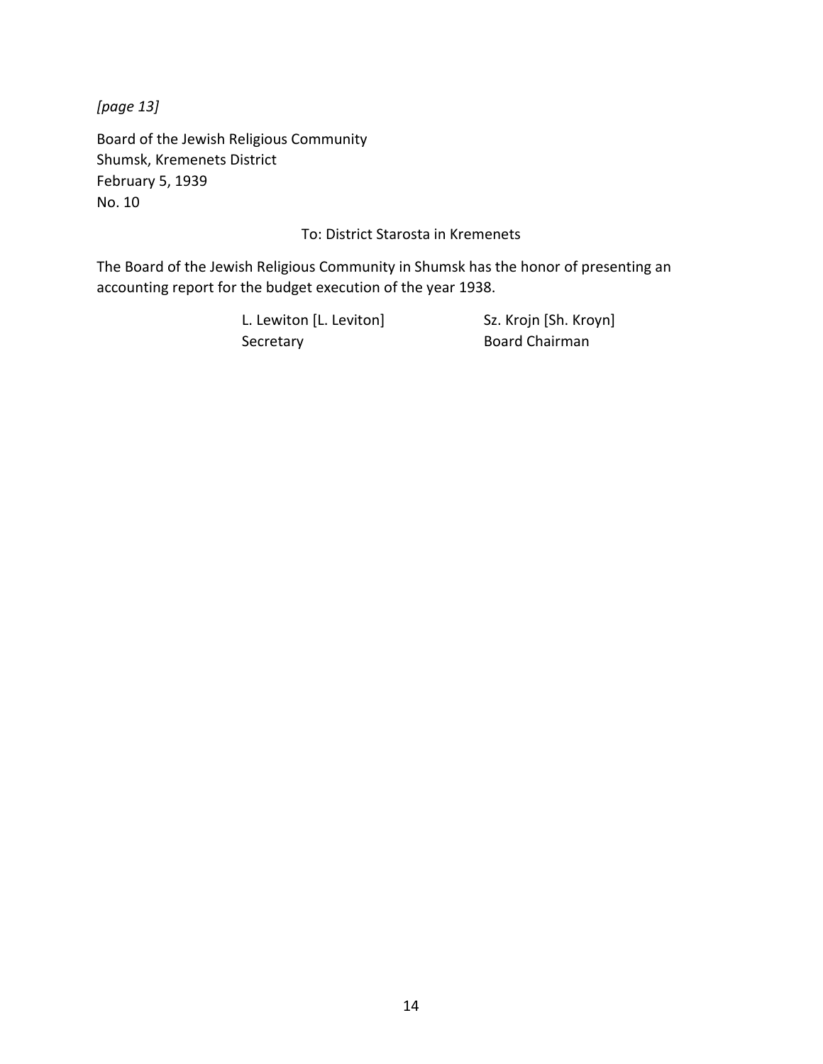*[page 13]*

Board of the Jewish Religious Community
Shumsk, Kremenets District
February 5, 1939
No. 10

To: District Starosta in Kremenets

The Board of the Jewish Religious Community in Shumsk has the honor of presenting an accounting report for the budget execution of the year 1938.

| | |
|---|---|
| L. Lewiton [L. Leviton] | Sz. Krojn [Sh. Kroyn] |
| Secretary | Board Chairman |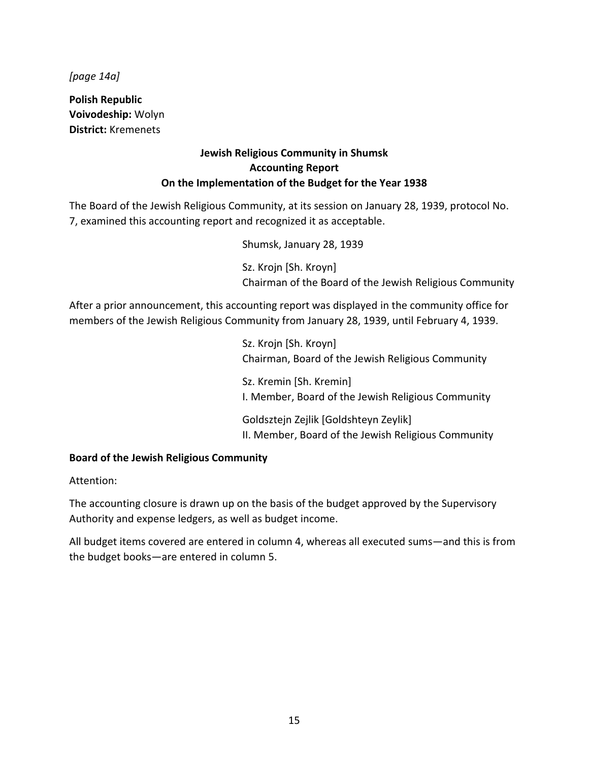*[page 14a]*

**Polish Republic**
**Voivodeship:** Wolyn
**District:** Kremenets

**Jewish Religious Community in Shumsk**
**Accounting Report**
**On the Implementation of the Budget for the Year 1938**

The Board of the Jewish Religious Community, at its session on January 28, 1939, protocol No. 7, examined this accounting report and recognized it as acceptable.

Shumsk, January 28, 1939

Sz. Krojn [Sh. Kroyn]
Chairman of the Board of the Jewish Religious Community

After a prior announcement, this accounting report was displayed in the community office for members of the Jewish Religious Community from January 28, 1939, until February 4, 1939.

Sz. Krojn [Sh. Kroyn]
Chairman, Board of the Jewish Religious Community

Sz. Kremin [Sh. Kremin]
I. Member, Board of the Jewish Religious Community

Goldsztejn Zejlik [Goldshteyn Zeylik]
II. Member, Board of the Jewish Religious Community

**Board of the Jewish Religious Community**

Attention:

The accounting closure is drawn up on the basis of the budget approved by the Supervisory Authority and expense ledgers, as well as budget income.

All budget items covered are entered in column 4, whereas all executed sums—and this is from the budget books—are entered in column 5.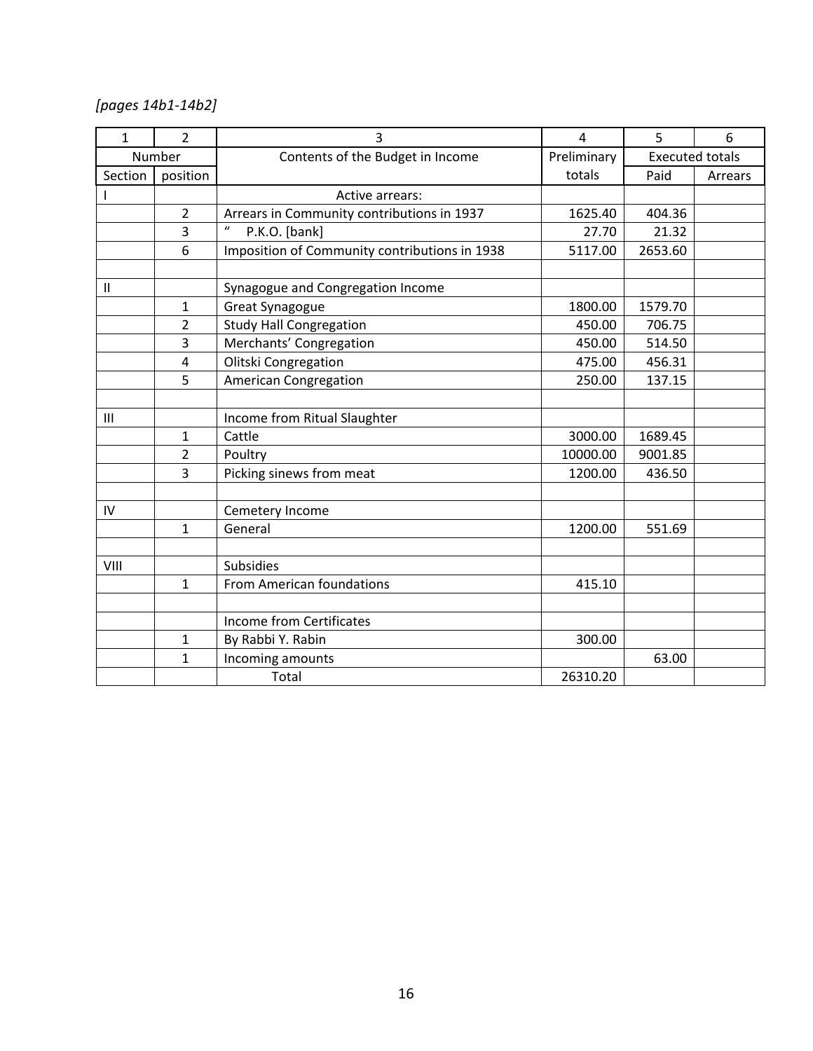*[pages 14b1-14b2]*

| 1 | 2 | 3 | 4 | 5 | 6 |
|---|---|---|---|---|---|
| Number | | Contents of the Budget in Income | Preliminary totals | Executed totals | |
| Section | position | | | Paid | Arrears |
| I | | Active arrears: | | | |
| | 2 | Arrears in Community contributions in 1937 | 1625.40 | 404.36 | |
| | 3 | " P.K.O. [bank] | 27.70 | 21.32 | |
| | 6 | Imposition of Community contributions in 1938 | 5117.00 | 2653.60 | |
| | | | | | |
| II | | Synagogue and Congregation Income | | | |
| | 1 | Great Synagogue | 1800.00 | 1579.70 | |
| | 2 | Study Hall Congregation | 450.00 | 706.75 | |
| | 3 | Merchants' Congregation | 450.00 | 514.50 | |
| | 4 | Olitski Congregation | 475.00 | 456.31 | |
| | 5 | American Congregation | 250.00 | 137.15 | |
| | | | | | |
| III | | Income from Ritual Slaughter | | | |
| | 1 | Cattle | 3000.00 | 1689.45 | |
| | 2 | Poultry | 10000.00 | 9001.85 | |
| | 3 | Picking sinews from meat | 1200.00 | 436.50 | |
| | | | | | |
| IV | | Cemetery Income | | | |
| | 1 | General | 1200.00 | 551.69 | |
| | | | | | |
| VIII | | Subsidies | | | |
| | 1 | From American foundations | 415.10 | | |
| | | | | | |
| | | Income from Certificates | | | |
| | 1 | By Rabbi Y. Rabin | 300.00 | | |
| | 1 | Incoming amounts | | 63.00 | |
| | | Total | 26310.20 | | |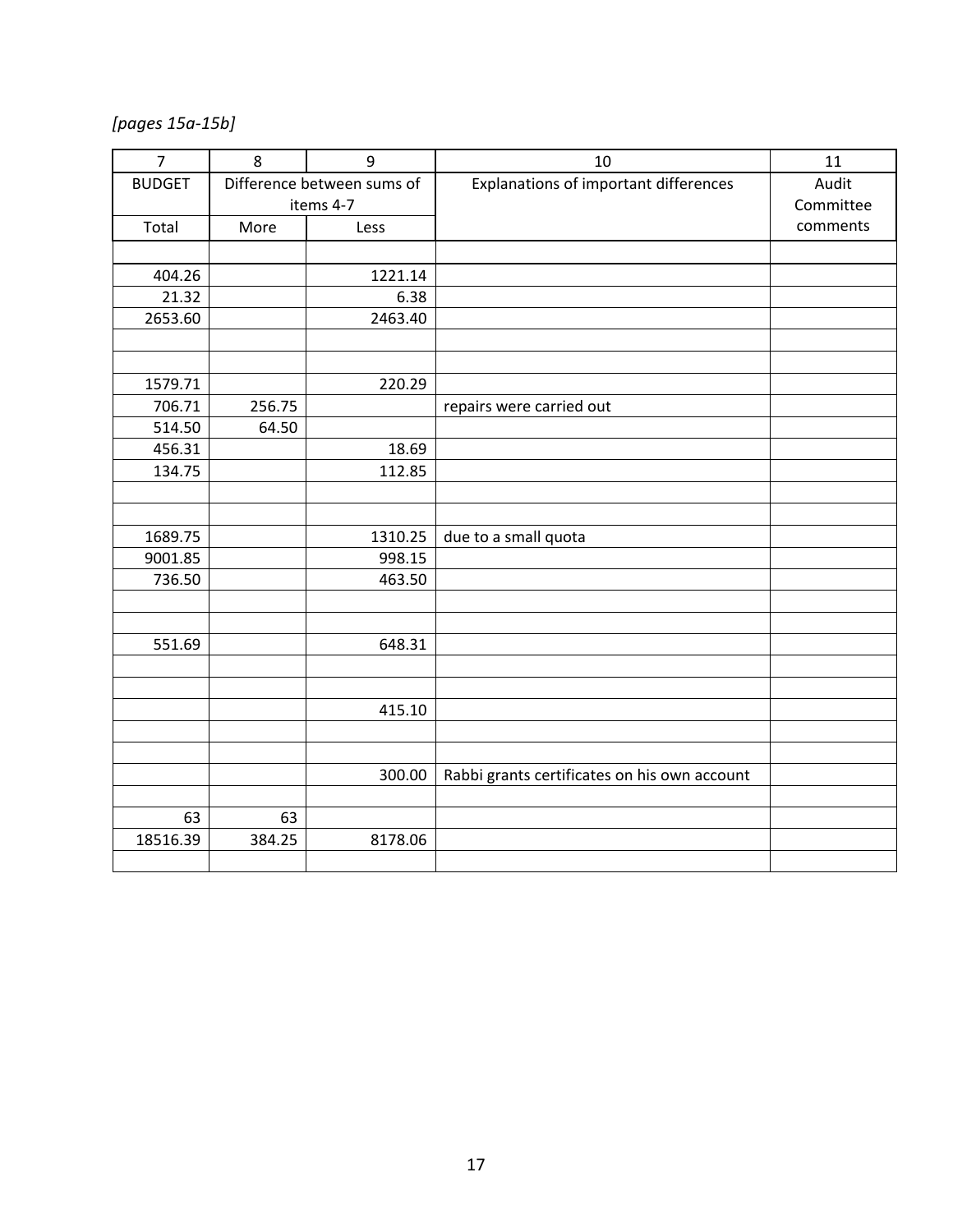*[pages 15a-15b]*

| 7 | 8 | 9 | 10 | 11 |
|---|---|---|---|---|
| BUDGET | Difference between sums of items 4-7 | | Explanations of important differences | Audit Committee comments |
| Total | More | Less | | |
| | | | | |
| 404.26 | | 1221.14 | | |
| 21.32 | | 6.38 | | |
| 2653.60 | | 2463.40 | | |
| | | | | |
| | | | | |
| 1579.71 | | 220.29 | | |
| 706.71 | 256.75 | | repairs were carried out | |
| 514.50 | 64.50 | | | |
| 456.31 | | 18.69 | | |
| 134.75 | | 112.85 | | |
| | | | | |
| | | | | |
| 1689.75 | | 1310.25 | due to a small quota | |
| 9001.85 | | 998.15 | | |
| 736.50 | | 463.50 | | |
| | | | | |
| | | | | |
| 551.69 | | 648.31 | | |
| | | | | |
| | | | | |
| | | 415.10 | | |
| | | | | |
| | | | | |
| | | 300.00 | Rabbi grants certificates on his own account | |
| | | | | |
| 63 | 63 | | | |
| 18516.39 | 384.25 | 8178.06 | | |
| | | | | |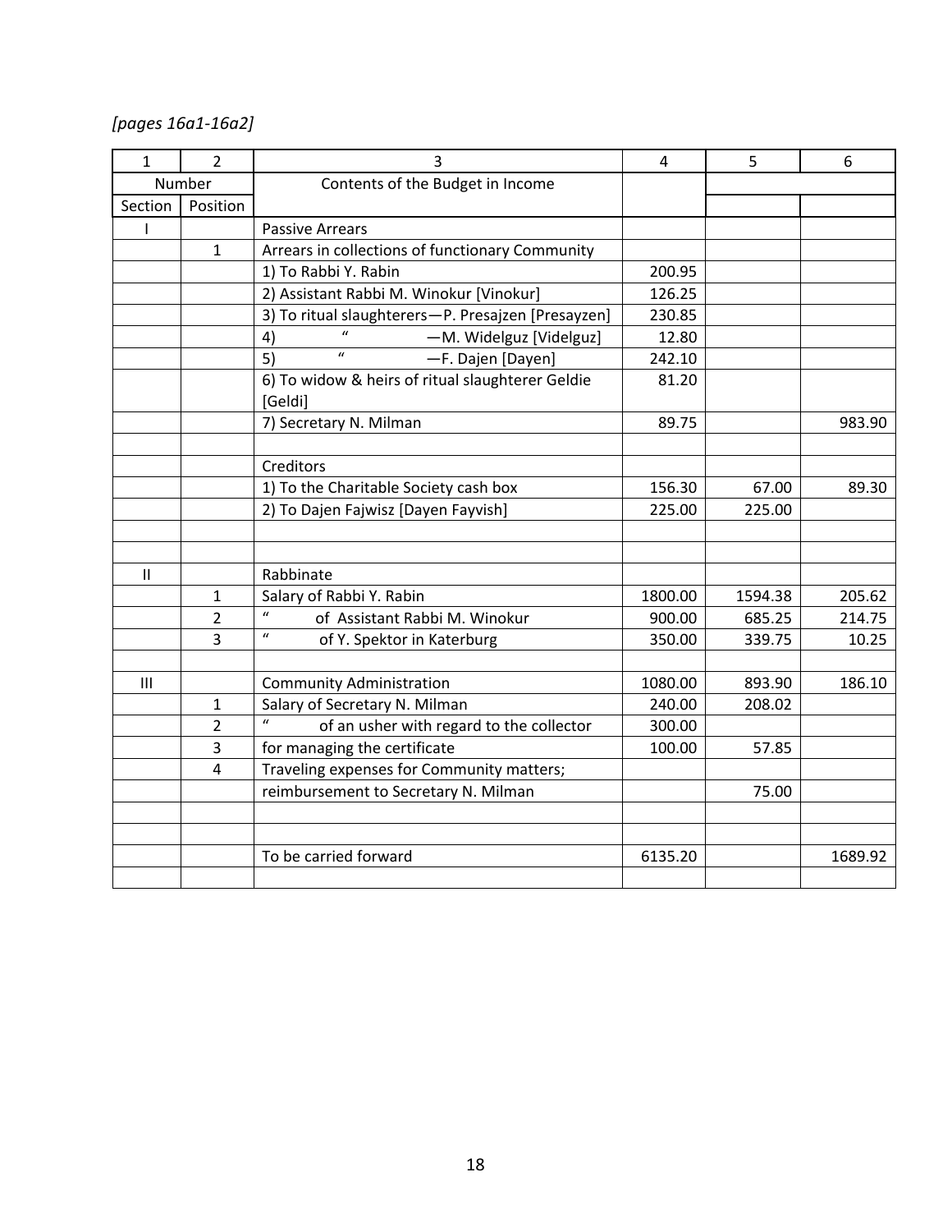*[pages 16a1-16a2]*

| 1 | 2 | 3 | 4 | 5 | 6 |
|---|---|---|---|---|---|
| Number | | Contents of the Budget in Income | | | |
| Section | Position | | | | |
| I | | Passive Arrears | | | |
| | 1 | Arrears in collections of functionary Community | | | |
| | | 1) To Rabbi Y. Rabin | 200.95 | | |
| | | 2) Assistant Rabbi M. Winokur [Vinokur] | 126.25 | | |
| | | 3) To ritual slaughterers—P. Presajzen [Presayzen] | 230.85 | | |
| | | 4) " —M. Widelguz [Videlguz] | 12.80 | | |
| | | 5) " —F. Dajen [Dayen] | 242.10 | | |
| | | 6) To widow & heirs of ritual slaughterer Geldie [Geldi] | 81.20 | | |
| | | 7) Secretary N. Milman | 89.75 | | 983.90 |
| | | | | | |
| | | Creditors | | | |
| | | 1) To the Charitable Society cash box | 156.30 | 67.00 | 89.30 |
| | | 2) To Dajen Fajwisz [Dayen Fayvish] | 225.00 | 225.00 | |
| | | | | | |
| | | | | | |
| II | | Rabbinate | | | |
| | 1 | Salary of Rabbi Y. Rabin | 1800.00 | 1594.38 | 205.62 |
| | 2 | " of Assistant Rabbi M. Winokur | 900.00 | 685.25 | 214.75 |
| | 3 | " of Y. Spektor in Katerburg | 350.00 | 339.75 | 10.25 |
| | | | | | |
| III | | Community Administration | 1080.00 | 893.90 | 186.10 |
| | 1 | Salary of Secretary N. Milman | 240.00 | 208.02 | |
| | 2 | " of an usher with regard to the collector | 300.00 | | |
| | 3 | for managing the certificate | 100.00 | 57.85 | |
| | 4 | Traveling expenses for Community matters; | | | |
| | | reimbursement to Secretary N. Milman | | 75.00 | |
| | | | | | |
| | | | | | |
| | | To be carried forward | 6135.20 | | 1689.92 |
| | | | | | |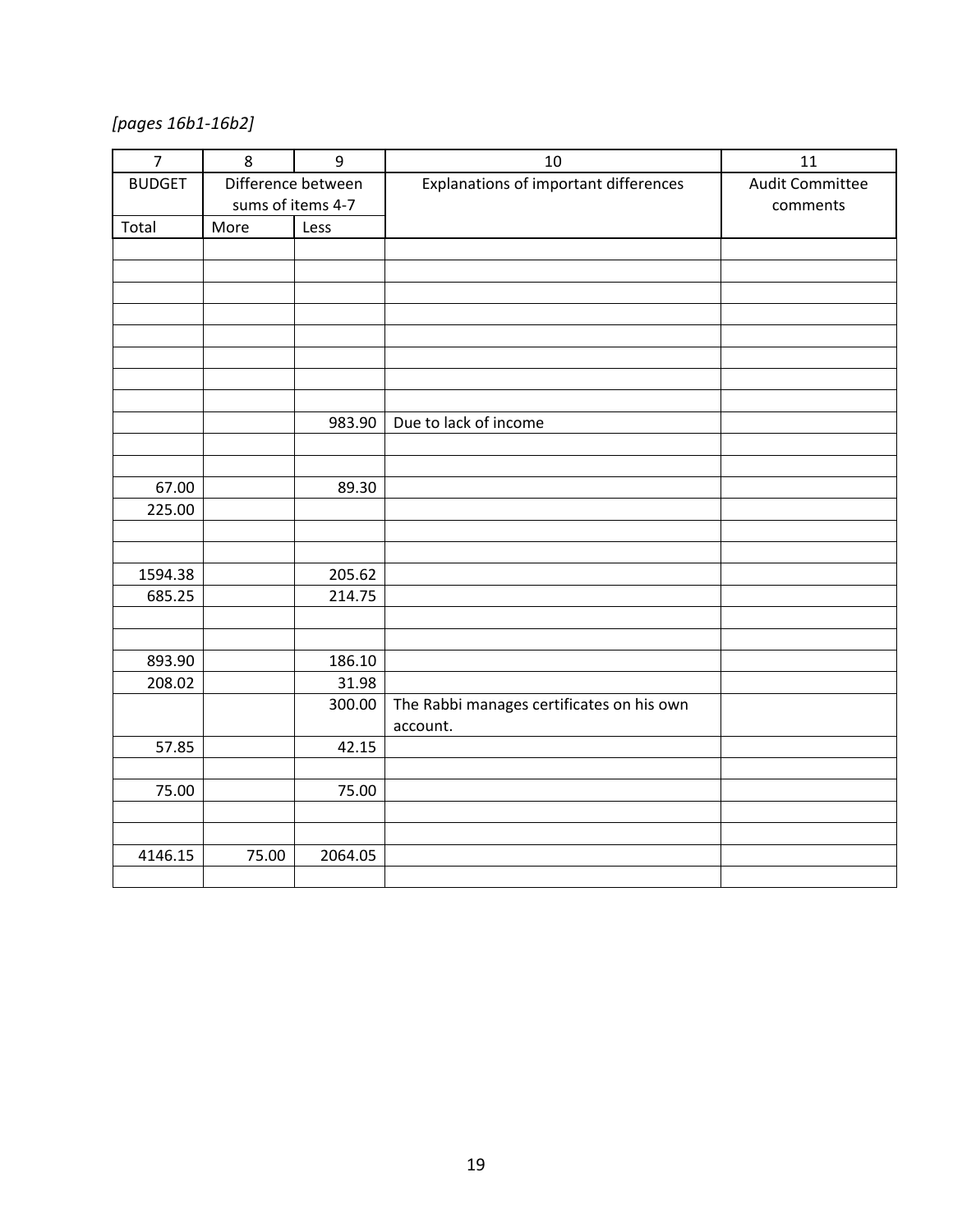*[pages 16b1-16b2]*

| 7 | 8 | 9 | 10 | 11 |
|---|---|---|---|---|
| BUDGET | Difference between sums of items 4-7 | | Explanations of important differences | Audit Committee comments |
| Total | More | Less | | |
| | | | | |
| | | | | |
| | | | | |
| | | | | |
| | | | | |
| | | | | |
| | | | | |
| | | | | |
| | | 983.90 | Due to lack of income | |
| | | | | |
| | | | | |
| 67.00 | | 89.30 | | |
| 225.00 | | | | |
| | | | | |
| | | | | |
| 1594.38 | | 205.62 | | |
| 685.25 | | 214.75 | | |
| | | | | |
| | | | | |
| 893.90 | | 186.10 | | |
| 208.02 | | 31.98 | | |
| | | 300.00 | The Rabbi manages certificates on his own account. | |
| 57.85 | | 42.15 | | |
| | | | | |
| 75.00 | | 75.00 | | |
| | | | | |
| | | | | |
| 4146.15 | 75.00 | 2064.05 | | |
| | | | | |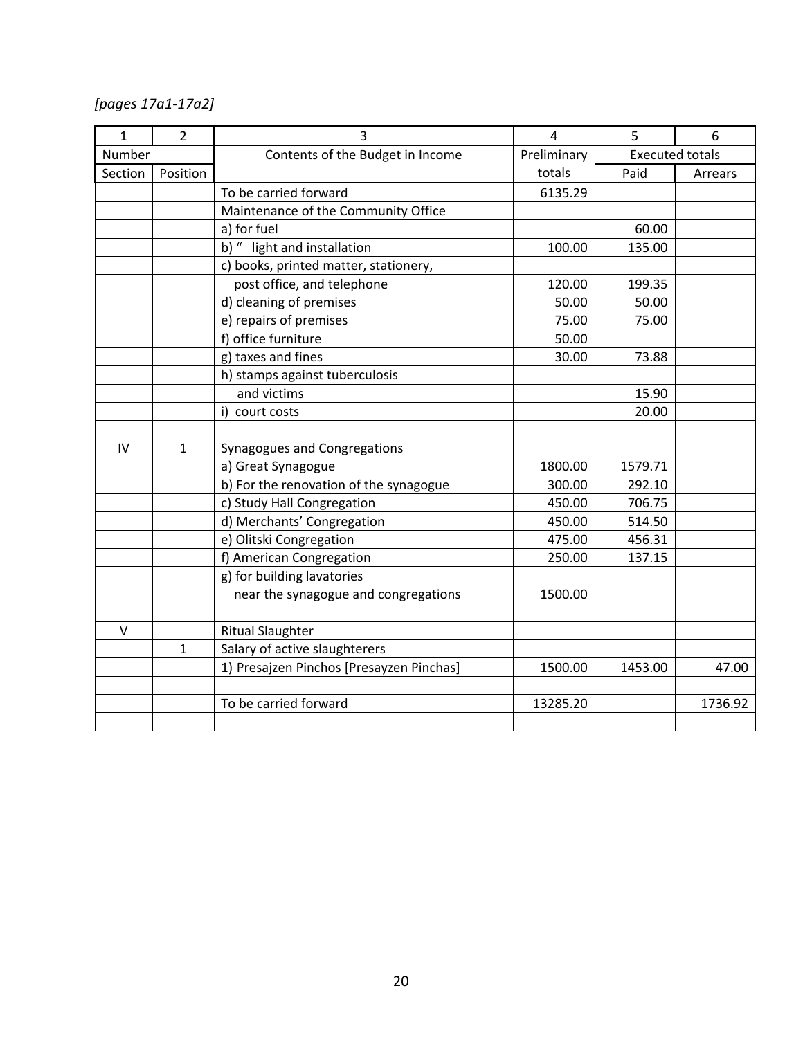*[pages 17a1-17a2]*

| 1 | 2 | 3 | 4 | 5 | 6 |
|---|---|---|---|---|---|
| Number | | Contents of the Budget in Income | Preliminary | Executed totals | |
| Section | Position | | totals | Paid | Arrears |
| | | To be carried forward | 6135.29 | | |
| | | Maintenance of the Community Office | | | |
| | | a) for fuel | | 60.00 | |
| | | b) " light and installation | 100.00 | 135.00 | |
| | | c) books, printed matter, stationery, | | | |
| | | post office, and telephone | 120.00 | 199.35 | |
| | | d) cleaning of premises | 50.00 | 50.00 | |
| | | e) repairs of premises | 75.00 | 75.00 | |
| | | f) office furniture | 50.00 | | |
| | | g) taxes and fines | 30.00 | 73.88 | |
| | | h) stamps against tuberculosis | | | |
| | | and victims | | 15.90 | |
| | | i) court costs | | 20.00 | |
| | | | | | |
| IV | 1 | Synagogues and Congregations | | | |
| | | a) Great Synagogue | 1800.00 | 1579.71 | |
| | | b) For the renovation of the synagogue | 300.00 | 292.10 | |
| | | c) Study Hall Congregation | 450.00 | 706.75 | |
| | | d) Merchants' Congregation | 450.00 | 514.50 | |
| | | e) Olitski Congregation | 475.00 | 456.31 | |
| | | f) American Congregation | 250.00 | 137.15 | |
| | | g) for building lavatories | | | |
| | | near the synagogue and congregations | 1500.00 | | |
| | | | | | |
| V | | Ritual Slaughter | | | |
| | 1 | Salary of active slaughterers | | | |
| | | 1) Presajzen Pinchos [Presayzen Pinchas] | 1500.00 | 1453.00 | 47.00 |
| | | | | | |
| | | To be carried forward | 13285.20 | | 1736.92 |
| | | | | | |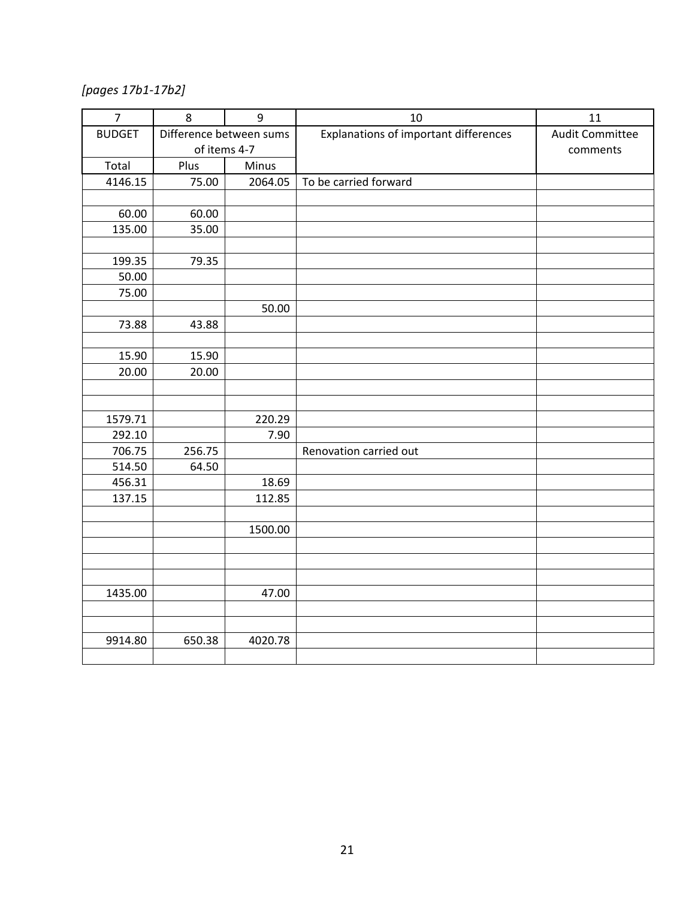*[pages 17b1-17b2]*

| 7 | 8 | 9 | 10 | 11 |
|---|---|---|---|---|
| BUDGET | Difference between sums of items 4-7 | | Explanations of important differences | Audit Committee comments |
| Total | Plus | Minus | | |
| 4146.15 | 75.00 | 2064.05 | To be carried forward | |
| | | | | |
| 60.00 | 60.00 | | | |
| 135.00 | 35.00 | | | |
| | | | | |
| 199.35 | 79.35 | | | |
| 50.00 | | | | |
| 75.00 | | | | |
| | | 50.00 | | |
| 73.88 | 43.88 | | | |
| | | | | |
| 15.90 | 15.90 | | | |
| 20.00 | 20.00 | | | |
| | | | | |
| | | | | |
| 1579.71 | | 220.29 | | |
| 292.10 | | 7.90 | | |
| 706.75 | 256.75 | | Renovation carried out | |
| 514.50 | 64.50 | | | |
| 456.31 | | 18.69 | | |
| 137.15 | | 112.85 | | |
| | | | | |
| | | 1500.00 | | |
| | | | | |
| | | | | |
| | | | | |
| 1435.00 | | 47.00 | | |
| | | | | |
| | | | | |
| 9914.80 | 650.38 | 4020.78 | | |
| | | | | |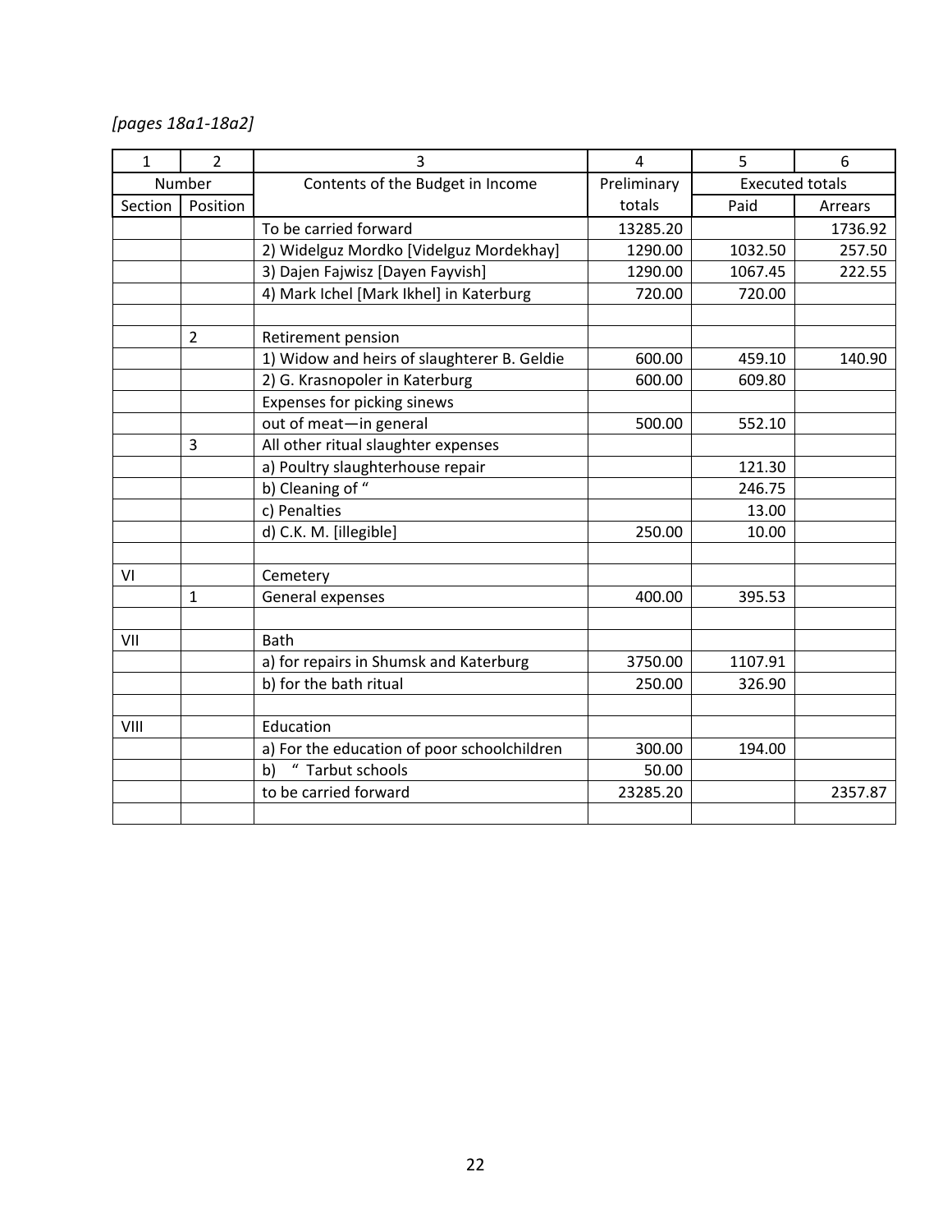*[pages 18a1-18a2]*

| 1 | 2 | 3 | 4 | 5 | 6 |
|---|---|---|---|---|---|
| Number | | Contents of the Budget in Income | Preliminary totals | Executed totals | |
| Section | Position | | | Paid | Arrears |
| | | To be carried forward | 13285.20 | | 1736.92 |
| | | 2) Widelguz Mordko [Videlguz Mordekhay] | 1290.00 | 1032.50 | 257.50 |
| | | 3) Dajen Fajwisz [Dayen Fayvish] | 1290.00 | 1067.45 | 222.55 |
| | | 4) Mark Ichel [Mark Ikhel] in Katerburg | 720.00 | 720.00 | |
| | | | | | |
| | 2 | Retirement pension | | | |
| | | 1) Widow and heirs of slaughterer B. Geldie | 600.00 | 459.10 | 140.90 |
| | | 2) G. Krasnopoler in Katerburg | 600.00 | 609.80 | |
| | | Expenses for picking sinews | | | |
| | | out of meat—in general | 500.00 | 552.10 | |
| | 3 | All other ritual slaughter expenses | | | |
| | | a) Poultry slaughterhouse repair | | 121.30 | |
| | | b) Cleaning of " | | 246.75 | |
| | | c) Penalties | | 13.00 | |
| | | d) C.K. M. [illegible] | 250.00 | 10.00 | |
| | | | | | |
| VI | | Cemetery | | | |
| | 1 | General expenses | 400.00 | 395.53 | |
| | | | | | |
| VII | | Bath | | | |
| | | a) for repairs in Shumsk and Katerburg | 3750.00 | 1107.91 | |
| | | b) for the bath ritual | 250.00 | 326.90 | |
| | | | | | |
| VIII | | Education | | | |
| | | a) For the education of poor schoolchildren | 300.00 | 194.00 | |
| | | b) " Tarbut schools | 50.00 | | |
| | | to be carried forward | 23285.20 | | 2357.87 |
| | | | | | |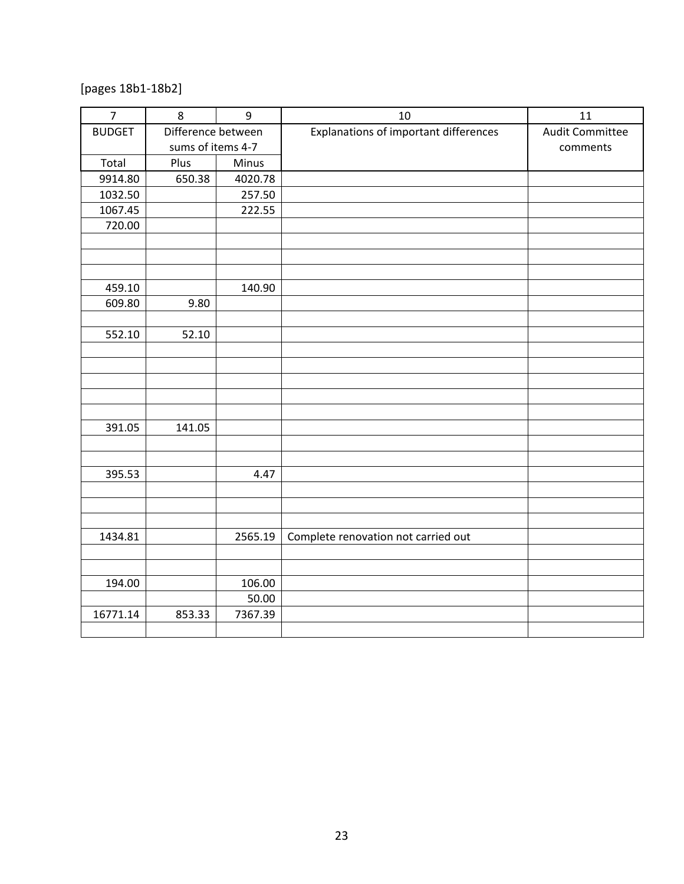[pages 18b1-18b2]

| 7 | 8 | 9 | 10 | 11 |
|---|---|---|---|---|
| BUDGET | Difference between sums of items 4-7 | | Explanations of important differences | Audit Committee comments |
| Total | Plus | Minus | | |
| 9914.80 | 650.38 | 4020.78 | | |
| 1032.50 | | 257.50 | | |
| 1067.45 | | 222.55 | | |
| 720.00 | | | | |
| | | | | |
| | | | | |
| | | | | |
| 459.10 | | 140.90 | | |
| 609.80 | 9.80 | | | |
| | | | | |
| 552.10 | 52.10 | | | |
| | | | | |
| | | | | |
| | | | | |
| | | | | |
| | | | | |
| 391.05 | 141.05 | | | |
| | | | | |
| | | | | |
| 395.53 | | 4.47 | | |
| | | | | |
| | | | | |
| | | | | |
| 1434.81 | | 2565.19 | Complete renovation not carried out | |
| | | | | |
| | | | | |
| 194.00 | | 106.00 | | |
| | | 50.00 | | |
| 16771.14 | 853.33 | 7367.39 | | |
| | | | | |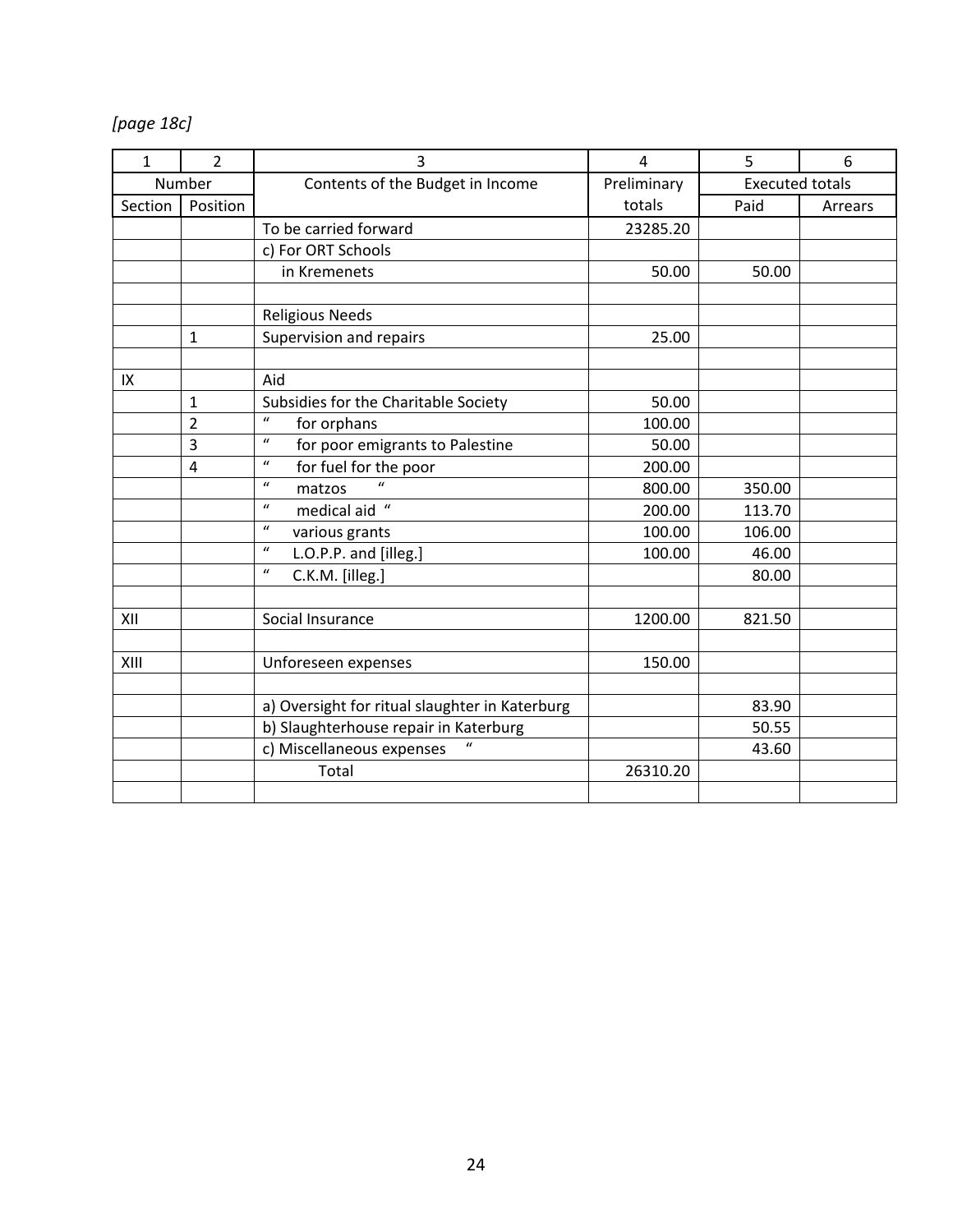*[page 18c]*

| 1 | 2 | 3 | 4 | 5 | 6 |
|---|---|---|---|---|---|
| Number | | Contents of the Budget in Income | Preliminary totals | Executed totals | |
| Section | Position | | | Paid | Arrears |
| | | To be carried forward | 23285.20 | | |
| | | c) For ORT Schools | | | |
| | | in Kremenets | 50.00 | 50.00 | |
| | | | | | |
| | | Religious Needs | | | |
| | 1 | Supervision and repairs | 25.00 | | |
| | | | | | |
| IX | | Aid | | | |
| | 1 | Subsidies for the Charitable Society | 50.00 | | |
| | 2 | " for orphans | 100.00 | | |
| | 3 | " for poor emigrants to Palestine | 50.00 | | |
| | 4 | " for fuel for the poor | 200.00 | | |
| | | " matzos " | 800.00 | 350.00 | |
| | | " medical aid " | 200.00 | 113.70 | |
| | | " various grants | 100.00 | 106.00 | |
| | | " L.O.P.P. and [illeg.] | 100.00 | 46.00 | |
| | | " C.K.M. [illeg.] | | 80.00 | |
| | | | | | |
| XII | | Social Insurance | 1200.00 | 821.50 | |
| | | | | | |
| XIII | | Unforeseen expenses | 150.00 | | |
| | | | | | |
| | | a) Oversight for ritual slaughter in Katerburg | | 83.90 | |
| | | b) Slaughterhouse repair in Katerburg | | 50.55 | |
| | | c) Miscellaneous expenses " | | 43.60 | |
| | | Total | 26310.20 | | |
| | | | | | |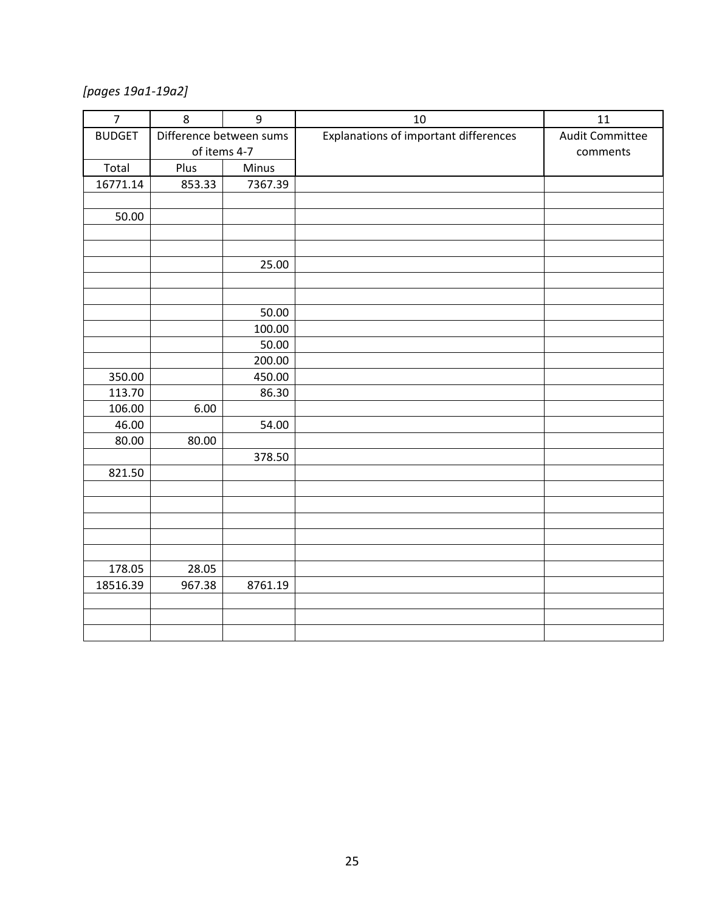*[pages 19a1-19a2]*

| 7 | 8 | 9 | 10 | 11 |
|---|---|---|---|---|
| BUDGET | Difference between sums of items 4-7 | | Explanations of important differences | Audit Committee comments |
| Total | Plus | Minus | | |
| 16771.14 | 853.33 | 7367.39 | | |
| | | | | |
| 50.00 | | | | |
| | | | | |
| | | | | |
| | | 25.00 | | |
| | | | | |
| | | | | |
| | | 50.00 | | |
| | | 100.00 | | |
| | | 50.00 | | |
| | | 200.00 | | |
| 350.00 | | 450.00 | | |
| 113.70 | | 86.30 | | |
| 106.00 | 6.00 | | | |
| 46.00 | | 54.00 | | |
| 80.00 | 80.00 | | | |
| | | 378.50 | | |
| 821.50 | | | | |
| | | | | |
| | | | | |
| | | | | |
| | | | | |
| | | | | |
| 178.05 | 28.05 | | | |
| 18516.39 | 967.38 | 8761.19 | | |
| | | | | |
| | | | | |
| | | | | |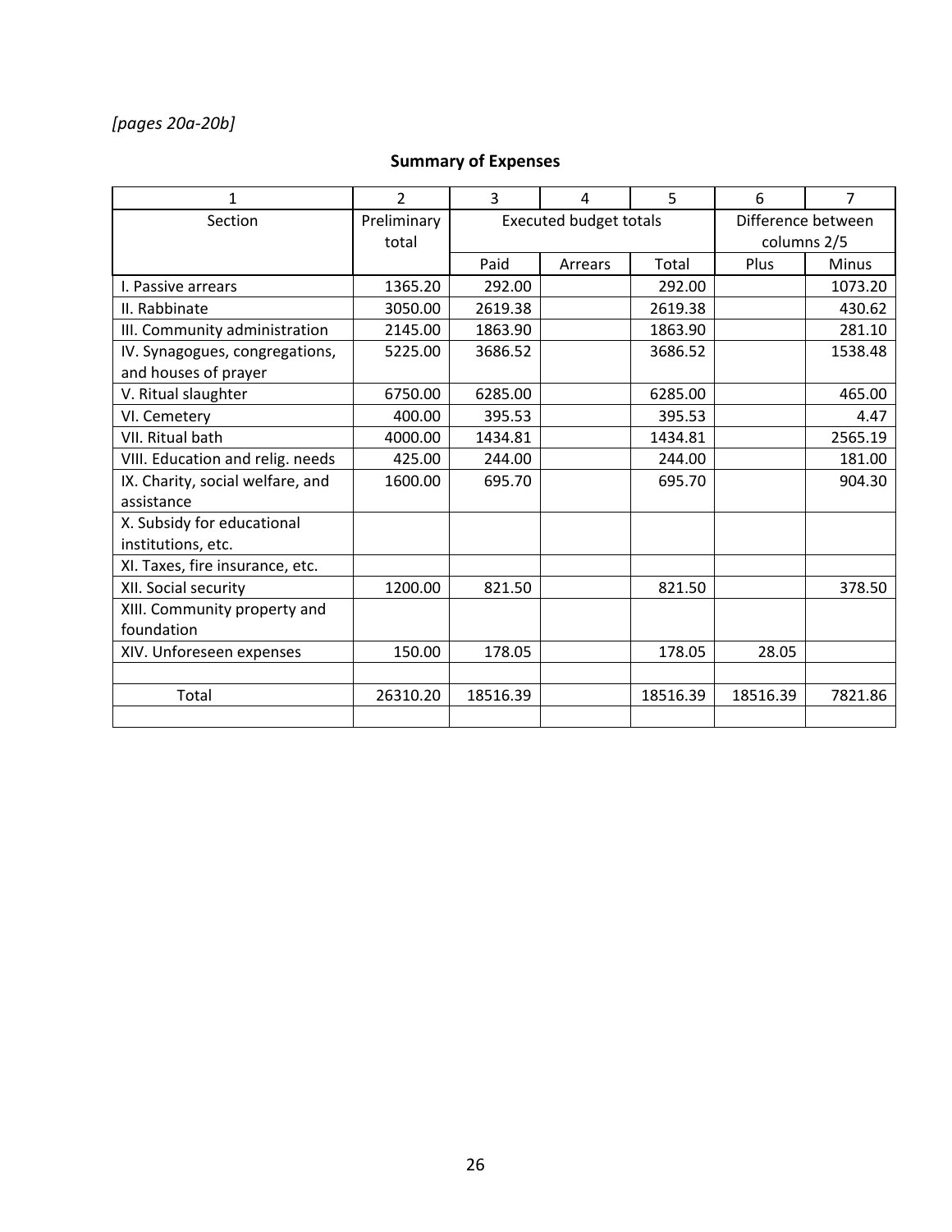*[pages 20a-20b]*

## Summary of Expenses

| 1 | 2 | 3 | 4 | 5 | 6 | 7 |
|---|---|---|---|---|---|---|
| Section | Preliminary total | Executed budget totals | | | Difference between columns 2/5 | |
| | | Paid | Arrears | Total | Plus | Minus |
| I. Passive arrears | 1365.20 | 292.00 | | 292.00 | | 1073.20 |
| II. Rabbinate | 3050.00 | 2619.38 | | 2619.38 | | 430.62 |
| III. Community administration | 2145.00 | 1863.90 | | 1863.90 | | 281.10 |
| IV. Synagogues, congregations, and houses of prayer | 5225.00 | 3686.52 | | 3686.52 | | 1538.48 |
| V. Ritual slaughter | 6750.00 | 6285.00 | | 6285.00 | | 465.00 |
| VI. Cemetery | 400.00 | 395.53 | | 395.53 | | 4.47 |
| VII. Ritual bath | 4000.00 | 1434.81 | | 1434.81 | | 2565.19 |
| VIII. Education and relig. needs | 425.00 | 244.00 | | 244.00 | | 181.00 |
| IX. Charity, social welfare, and assistance | 1600.00 | 695.70 | | 695.70 | | 904.30 |
| X. Subsidy for educational institutions, etc. | | | | | | |
| XI. Taxes, fire insurance, etc. | | | | | | |
| XII. Social security | 1200.00 | 821.50 | | 821.50 | | 378.50 |
| XIII. Community property and foundation | | | | | | |
| XIV. Unforeseen expenses | 150.00 | 178.05 | | 178.05 | 28.05 | |
| | | | | | | |
| Total | 26310.20 | 18516.39 | | 18516.39 | 18516.39 | 7821.86 |
| | | | | | | |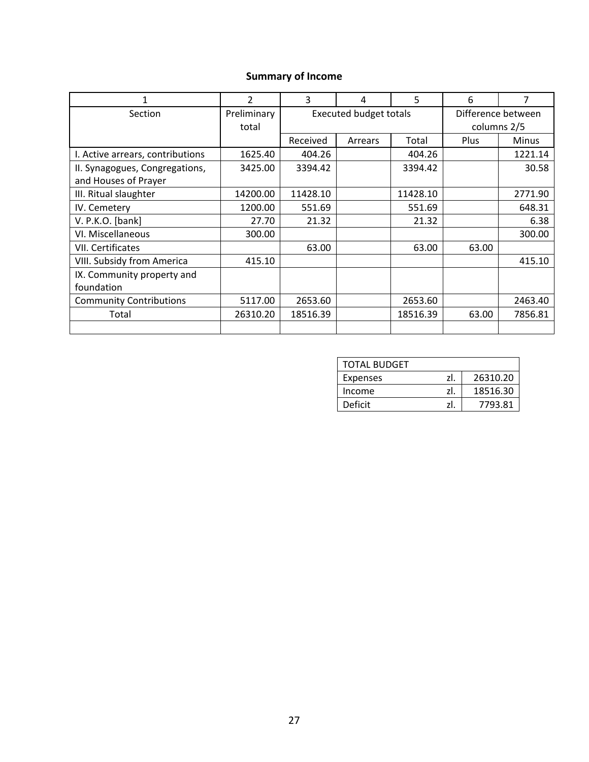## Summary of Income

| 1 | 2 | 3 | 4 | 5 | 6 | 7 |
|---|---|---|---|---|---|---|
| Section | Preliminary total | Executed budget totals | | | Difference between columns 2/5 | |
| | | Received | Arrears | Total | Plus | Minus |
| I. Active arrears, contributions | 1625.40 | 404.26 | | 404.26 | | 1221.14 |
| II. Synagogues, Congregations, and Houses of Prayer | 3425.00 | 3394.42 | | 3394.42 | | 30.58 |
| III. Ritual slaughter | 14200.00 | 11428.10 | | 11428.10 | | 2771.90 |
| IV. Cemetery | 1200.00 | 551.69 | | 551.69 | | 648.31 |
| V. P.K.O. [bank] | 27.70 | 21.32 | | 21.32 | | 6.38 |
| VI. Miscellaneous | 300.00 | | | | | 300.00 |
| VII. Certificates | | 63.00 | | 63.00 | 63.00 | |
| VIII. Subsidy from America | 415.10 | | | | | 415.10 |
| IX. Community property and foundation | | | | | | |
| Community Contributions | 5117.00 | 2653.60 | | 2653.60 | | 2463.40 |
| Total | 26310.20 | 18516.39 | | 18516.39 | 63.00 | 7856.81 |
| | | | | | | |

| TOTAL BUDGET | | |
|---|---|---|
| Expenses | zl. | 26310.20 |
| Income | zl. | 18516.30 |
| Deficit | zl. | 7793.81 |